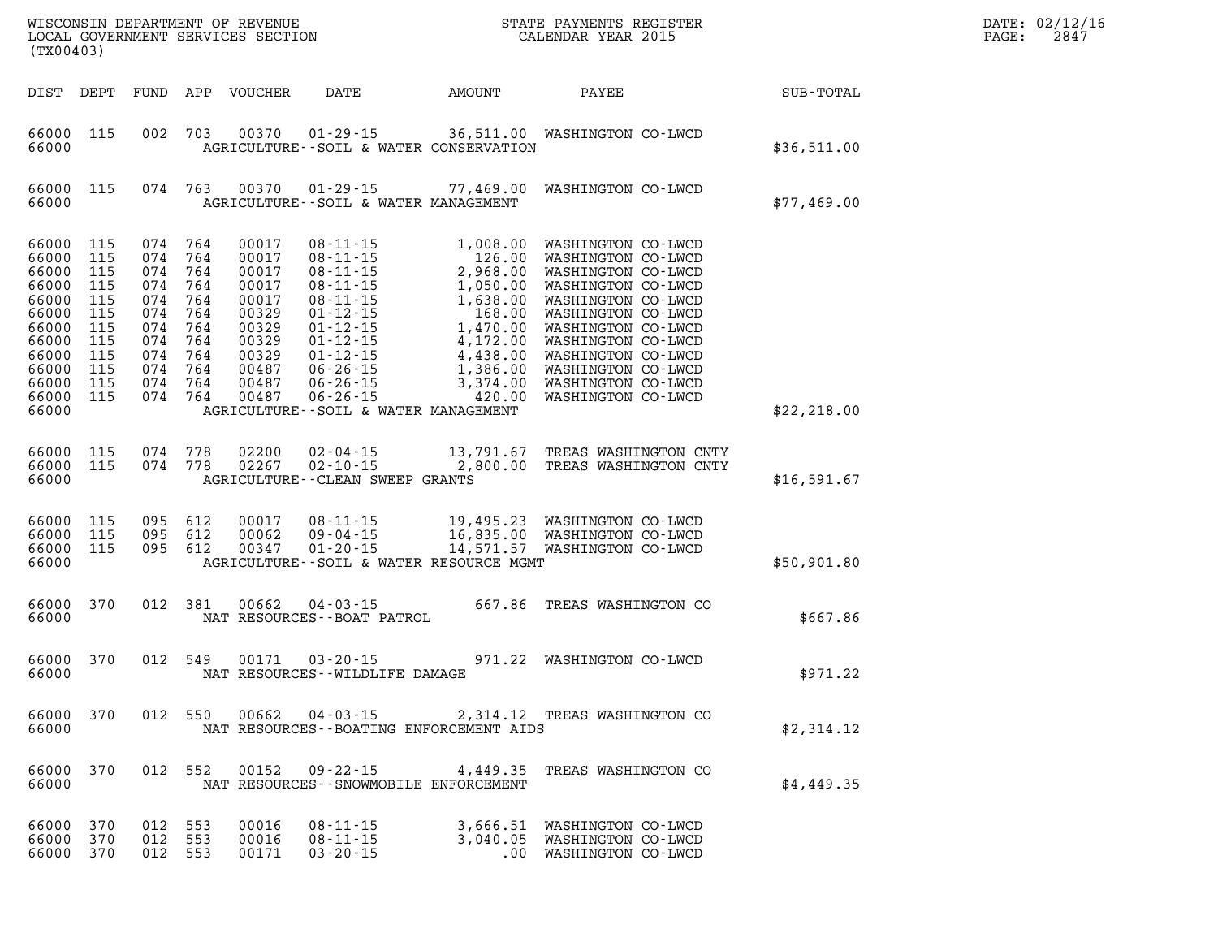WISCONSIN DEPARTMENT OF REVENUE
LOCAL GOVERNMENT SERVICES SECTION
(TX00403)

STATE PAYMENTS REGISTER
CALENDAR YEAR 2015

DATE: 02/12/16
PAGE: 2847

| DIST | DEPT | FUND | APP | VOUCHER | DATE | AMOUNT | PAYEE | SUB-TOTAL |
|---|---|---|---|---|---|---|---|---|
| 66000 | 115 | 002 | 703 | 00370 | 01-29-15 | 36,511.00 | WASHINGTON CO-LWCD | |
| 66000 | | | | | AGRICULTURE--SOIL & WATER CONSERVATION | | | $36,511.00 |
| 66000 | 115 | 074 | 763 | 00370 | 01-29-15 | 77,469.00 | WASHINGTON CO-LWCD | |
| 66000 | | | | | AGRICULTURE--SOIL & WATER MANAGEMENT | | | $77,469.00 |
| 66000 | 115 | 074 | 764 | 00017 | 08-11-15 | 1,008.00 | WASHINGTON CO-LWCD | |
| 66000 | 115 | 074 | 764 | 00017 | 08-11-15 | 126.00 | WASHINGTON CO-LWCD | |
| 66000 | 115 | 074 | 764 | 00017 | 08-11-15 | 2,968.00 | WASHINGTON CO-LWCD | |
| 66000 | 115 | 074 | 764 | 00017 | 08-11-15 | 1,050.00 | WASHINGTON CO-LWCD | |
| 66000 | 115 | 074 | 764 | 00017 | 08-11-15 | 1,638.00 | WASHINGTON CO-LWCD | |
| 66000 | 115 | 074 | 764 | 00329 | 01-12-15 | 168.00 | WASHINGTON CO-LWCD | |
| 66000 | 115 | 074 | 764 | 00329 | 01-12-15 | 1,470.00 | WASHINGTON CO-LWCD | |
| 66000 | 115 | 074 | 764 | 00329 | 01-12-15 | 4,172.00 | WASHINGTON CO-LWCD | |
| 66000 | 115 | 074 | 764 | 00329 | 01-12-15 | 4,438.00 | WASHINGTON CO-LWCD | |
| 66000 | 115 | 074 | 764 | 00487 | 06-26-15 | 1,386.00 | WASHINGTON CO-LWCD | |
| 66000 | 115 | 074 | 764 | 00487 | 06-26-15 | 3,374.00 | WASHINGTON CO-LWCD | |
| 66000 | 115 | 074 | 764 | 00487 | 06-26-15 | 420.00 | WASHINGTON CO-LWCD | |
| 66000 | | | | | AGRICULTURE--SOIL & WATER MANAGEMENT | | | $22,218.00 |
| 66000 | 115 | 074 | 778 | 02200 | 02-04-15 | 13,791.67 | TREAS WASHINGTON CNTY | |
| 66000 | 115 | 074 | 778 | 02267 | 02-10-15 | 2,800.00 | TREAS WASHINGTON CNTY | |
| 66000 | | | | | AGRICULTURE--CLEAN SWEEP GRANTS | | | $16,591.67 |
| 66000 | 115 | 095 | 612 | 00017 | 08-11-15 | 19,495.23 | WASHINGTON CO-LWCD | |
| 66000 | 115 | 095 | 612 | 00062 | 09-04-15 | 16,835.00 | WASHINGTON CO-LWCD | |
| 66000 | 115 | 095 | 612 | 00347 | 01-20-15 | 14,571.57 | WASHINGTON CO-LWCD | |
| 66000 | | | | | AGRICULTURE--SOIL & WATER RESOURCE MGMT | | | $50,901.80 |
| 66000 | 370 | 012 | 381 | 00662 | 04-03-15 | 667.86 | TREAS WASHINGTON CO | |
| 66000 | | | | | NAT RESOURCES--BOAT PATROL | | | $667.86 |
| 66000 | 370 | 012 | 549 | 00171 | 03-20-15 | 971.22 | WASHINGTON CO-LWCD | |
| 66000 | | | | | NAT RESOURCES--WILDLIFE DAMAGE | | | $971.22 |
| 66000 | 370 | 012 | 550 | 00662 | 04-03-15 | 2,314.12 | TREAS WASHINGTON CO | |
| 66000 | | | | | NAT RESOURCES--BOATING ENFORCEMENT AIDS | | | $2,314.12 |
| 66000 | 370 | 012 | 552 | 00152 | 09-22-15 | 4,449.35 | TREAS WASHINGTON CO | |
| 66000 | | | | | NAT RESOURCES--SNOWMOBILE ENFORCEMENT | | | $4,449.35 |
| 66000 | 370 | 012 | 553 | 00016 | 08-11-15 | 3,666.51 | WASHINGTON CO-LWCD | |
| 66000 | 370 | 012 | 553 | 00016 | 08-11-15 | 3,040.05 | WASHINGTON CO-LWCD | |
| 66000 | 370 | 012 | 553 | 00171 | 03-20-15 | .00 | WASHINGTON CO-LWCD | |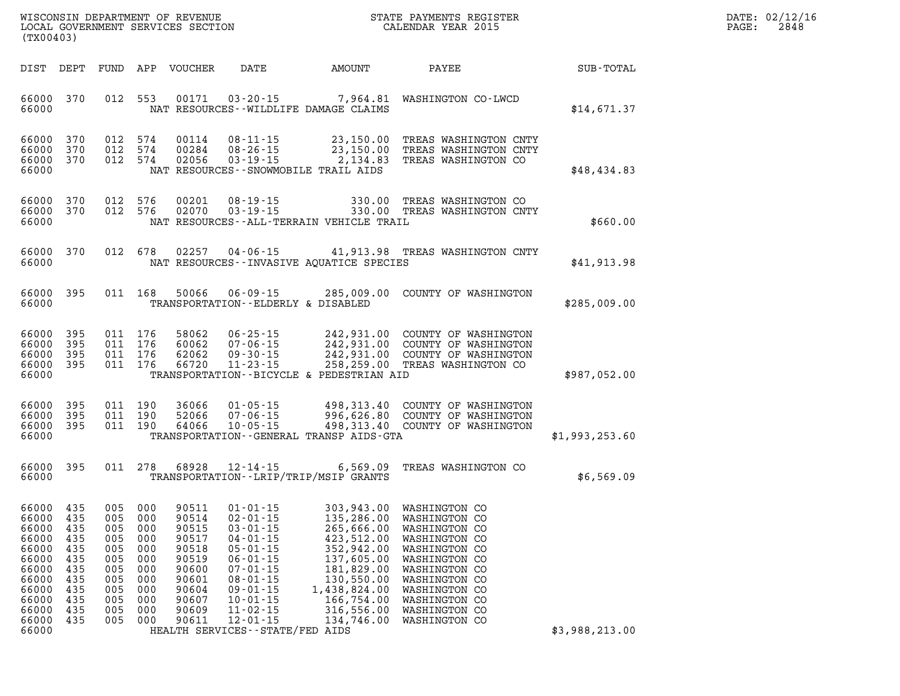| DIST | DEPT | FUND | APP | VOUCHER | DATE | AMOUNT | PAYEE | SUB-TOTAL |
|---|---|---|---|---|---|---|---|---|
| 66000 | 370 | 012 | 553 | 00171 | 03-20-15 | 7,964.81 | WASHINGTON CO-LWCD | |
| 66000 | | | | | NAT RESOURCES--WILDLIFE DAMAGE CLAIMS | | | $14,671.37 |
| 66000 | 370 | 012 | 574 | 00114 | 08-11-15 | 23,150.00 | TREAS WASHINGTON CNTY | |
| 66000 | 370 | 012 | 574 | 00284 | 08-26-15 | 23,150.00 | TREAS WASHINGTON CNTY | |
| 66000 | 370 | 012 | 574 | 02056 | 03-19-15 | 2,134.83 | TREAS WASHINGTON CO | |
| 66000 | | | | | NAT RESOURCES--SNOWMOBILE TRAIL AIDS | | | $48,434.83 |
| 66000 | 370 | 012 | 576 | 00201 | 08-19-15 | 330.00 | TREAS WASHINGTON CO | |
| 66000 | 370 | 012 | 576 | 02070 | 03-19-15 | 330.00 | TREAS WASHINGTON CNTY | |
| 66000 | | | | | NAT RESOURCES--ALL-TERRAIN VEHICLE TRAIL | | | $660.00 |
| 66000 | 370 | 012 | 678 | 02257 | 04-06-15 | 41,913.98 | TREAS WASHINGTON CNTY | |
| 66000 | | | | | NAT RESOURCES--INVASIVE AQUATICE SPECIES | | | $41,913.98 |
| 66000 | 395 | 011 | 168 | 50066 | 06-09-15 | 285,009.00 | COUNTY OF WASHINGTON | |
| 66000 | | | | | TRANSPORTATION--ELDERLY & DISABLED | | | $285,009.00 |
| 66000 | 395 | 011 | 176 | 58062 | 06-25-15 | 242,931.00 | COUNTY OF WASHINGTON | |
| 66000 | 395 | 011 | 176 | 60062 | 07-06-15 | 242,931.00 | COUNTY OF WASHINGTON | |
| 66000 | 395 | 011 | 176 | 62062 | 09-30-15 | 242,931.00 | COUNTY OF WASHINGTON | |
| 66000 | 395 | 011 | 176 | 66720 | 11-23-15 | 258,259.00 | TREAS WASHINGTON CO | |
| 66000 | | | | | TRANSPORTATION--BICYCLE & PEDESTRIAN AID | | | $987,052.00 |
| 66000 | 395 | 011 | 190 | 36066 | 01-05-15 | 498,313.40 | COUNTY OF WASHINGTON | |
| 66000 | 395 | 011 | 190 | 52066 | 07-06-15 | 996,626.80 | COUNTY OF WASHINGTON | |
| 66000 | 395 | 011 | 190 | 64066 | 10-05-15 | 498,313.40 | COUNTY OF WASHINGTON | |
| 66000 | | | | | TRANSPORTATION--GENERAL TRANSP AIDS-GTA | | | $1,993,253.60 |
| 66000 | 395 | 011 | 278 | 68928 | 12-14-15 | 6,569.09 | TREAS WASHINGTON CO | |
| 66000 | | | | | TRANSPORTATION--LRIP/TRIP/MSIP GRANTS | | | $6,569.09 |
| 66000 | 435 | 005 | 000 | 90511 | 01-01-15 | 303,943.00 | WASHINGTON CO | |
| 66000 | 435 | 005 | 000 | 90514 | 02-01-15 | 135,286.00 | WASHINGTON CO | |
| 66000 | 435 | 005 | 000 | 90515 | 03-01-15 | 265,666.00 | WASHINGTON CO | |
| 66000 | 435 | 005 | 000 | 90517 | 04-01-15 | 423,512.00 | WASHINGTON CO | |
| 66000 | 435 | 005 | 000 | 90518 | 05-01-15 | 352,942.00 | WASHINGTON CO | |
| 66000 | 435 | 005 | 000 | 90519 | 06-01-15 | 137,605.00 | WASHINGTON CO | |
| 66000 | 435 | 005 | 000 | 90600 | 07-01-15 | 181,829.00 | WASHINGTON CO | |
| 66000 | 435 | 005 | 000 | 90601 | 08-01-15 | 130,550.00 | WASHINGTON CO | |
| 66000 | 435 | 005 | 000 | 90604 | 09-01-15 | 1,438,824.00 | WASHINGTON CO | |
| 66000 | 435 | 005 | 000 | 90607 | 10-01-15 | 166,754.00 | WASHINGTON CO | |
| 66000 | 435 | 005 | 000 | 90609 | 11-02-15 | 316,556.00 | WASHINGTON CO | |
| 66000 | 435 | 005 | 000 | 90611 | 12-01-15 | 134,746.00 | WASHINGTON CO | |
| 66000 | | | | | HEALTH SERVICES--STATE/FED AIDS | | | $3,988,213.00 |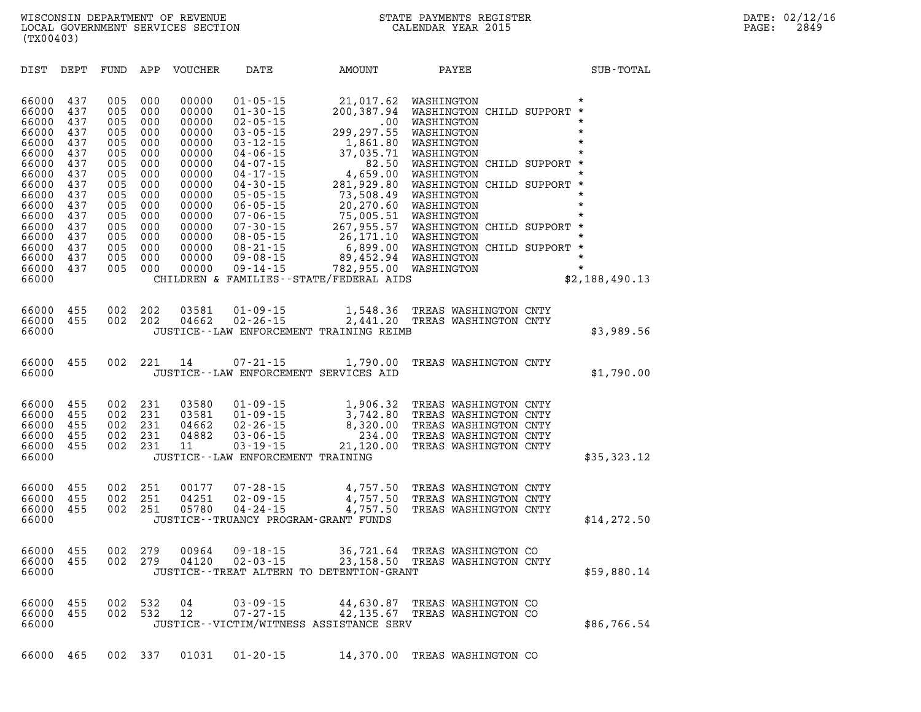WISCONSIN DEPARTMENT OF REVENUE
LOCAL GOVERNMENT SERVICES SECTION
(TX00403)

STATE PAYMENTS REGISTER
CALENDAR YEAR 2015

DATE: 02/12/16
PAGE: 2849

| DIST | DEPT | FUND | APP | VOUCHER | DATE | AMOUNT | PAYEE | SUB-TOTAL |
|---|---|---|---|---|---|---|---|---|
| 66000 | 437 | 005 | 000 | 00000 | 01-05-15 | 21,017.62 | WASHINGTON | * |
| 66000 | 437 | 005 | 000 | 00000 | 01-30-15 | 200,387.94 | WASHINGTON CHILD SUPPORT | * |
| 66000 | 437 | 005 | 000 | 00000 | 02-05-15 | .00 | WASHINGTON | * |
| 66000 | 437 | 005 | 000 | 00000 | 03-05-15 | 299,297.55 | WASHINGTON | * |
| 66000 | 437 | 005 | 000 | 00000 | 03-12-15 | 1,861.80 | WASHINGTON | * |
| 66000 | 437 | 005 | 000 | 00000 | 04-06-15 | 37,035.71 | WASHINGTON | * |
| 66000 | 437 | 005 | 000 | 00000 | 04-07-15 | 82.50 | WASHINGTON CHILD SUPPORT | * |
| 66000 | 437 | 005 | 000 | 00000 | 04-17-15 | 4,659.00 | WASHINGTON | * |
| 66000 | 437 | 005 | 000 | 00000 | 04-30-15 | 281,929.80 | WASHINGTON CHILD SUPPORT | * |
| 66000 | 437 | 005 | 000 | 00000 | 05-05-15 | 73,508.49 | WASHINGTON | * |
| 66000 | 437 | 005 | 000 | 00000 | 06-05-15 | 20,270.60 | WASHINGTON | * |
| 66000 | 437 | 005 | 000 | 00000 | 07-06-15 | 75,005.51 | WASHINGTON | * |
| 66000 | 437 | 005 | 000 | 00000 | 07-30-15 | 267,955.57 | WASHINGTON CHILD SUPPORT | * |
| 66000 | 437 | 005 | 000 | 00000 | 08-05-15 | 26,171.10 | WASHINGTON | * |
| 66000 | 437 | 005 | 000 | 00000 | 08-21-15 | 6,899.00 | WASHINGTON CHILD SUPPORT | * |
| 66000 | 437 | 005 | 000 | 00000 | 09-08-15 | 89,452.94 | WASHINGTON | * |
| 66000 | 437 | 005 | 000 | 00000 | 09-14-15 | 782,955.00 | WASHINGTON | * |
| 66000 | | | | | CHILDREN & FAMILIES--STATE/FEDERAL AIDS | | | $2,188,490.13 |
| 66000 | 455 | 002 | 202 | 03581 | 01-09-15 | 1,548.36 | TREAS WASHINGTON CNTY | |
| 66000 | 455 | 002 | 202 | 04662 | 02-26-15 | 2,441.20 | TREAS WASHINGTON CNTY | |
| 66000 | | | | | JUSTICE--LAW ENFORCEMENT TRAINING REIMB | | | $3,989.56 |
| 66000 | 455 | 002 | 221 | 14 | 07-21-15 | 1,790.00 | TREAS WASHINGTON CNTY | |
| 66000 | | | | | JUSTICE--LAW ENFORCEMENT SERVICES AID | | | $1,790.00 |
| 66000 | 455 | 002 | 231 | 03580 | 01-09-15 | 1,906.32 | TREAS WASHINGTON CNTY | |
| 66000 | 455 | 002 | 231 | 03581 | 01-09-15 | 3,742.80 | TREAS WASHINGTON CNTY | |
| 66000 | 455 | 002 | 231 | 04662 | 02-26-15 | 8,320.00 | TREAS WASHINGTON CNTY | |
| 66000 | 455 | 002 | 231 | 04882 | 03-06-15 | 234.00 | TREAS WASHINGTON CNTY | |
| 66000 | 455 | 002 | 231 | 11 | 03-19-15 | 21,120.00 | TREAS WASHINGTON CNTY | |
| 66000 | | | | | JUSTICE--LAW ENFORCEMENT TRAINING | | | $35,323.12 |
| 66000 | 455 | 002 | 251 | 00177 | 07-28-15 | 4,757.50 | TREAS WASHINGTON CNTY | |
| 66000 | 455 | 002 | 251 | 04251 | 02-09-15 | 4,757.50 | TREAS WASHINGTON CNTY | |
| 66000 | 455 | 002 | 251 | 05780 | 04-24-15 | 4,757.50 | TREAS WASHINGTON CNTY | |
| 66000 | | | | | JUSTICE--TRUANCY PROGRAM-GRANT FUNDS | | | $14,272.50 |
| 66000 | 455 | 002 | 279 | 00964 | 09-18-15 | 36,721.64 | TREAS WASHINGTON CO | |
| 66000 | 455 | 002 | 279 | 04120 | 02-03-15 | 23,158.50 | TREAS WASHINGTON CNTY | |
| 66000 | | | | | JUSTICE--TREAT ALTERN TO DETENTION-GRANT | | | $59,880.14 |
| 66000 | 455 | 002 | 532 | 04 | 03-09-15 | 44,630.87 | TREAS WASHINGTON CO | |
| 66000 | 455 | 002 | 532 | 12 | 07-27-15 | 42,135.67 | TREAS WASHINGTON CO | |
| 66000 | | | | | JUSTICE--VICTIM/WITNESS ASSISTANCE SERV | | | $86,766.54 |
| 66000 | 465 | 002 | 337 | 01031 | 01-20-15 | 14,370.00 | TREAS WASHINGTON CO | |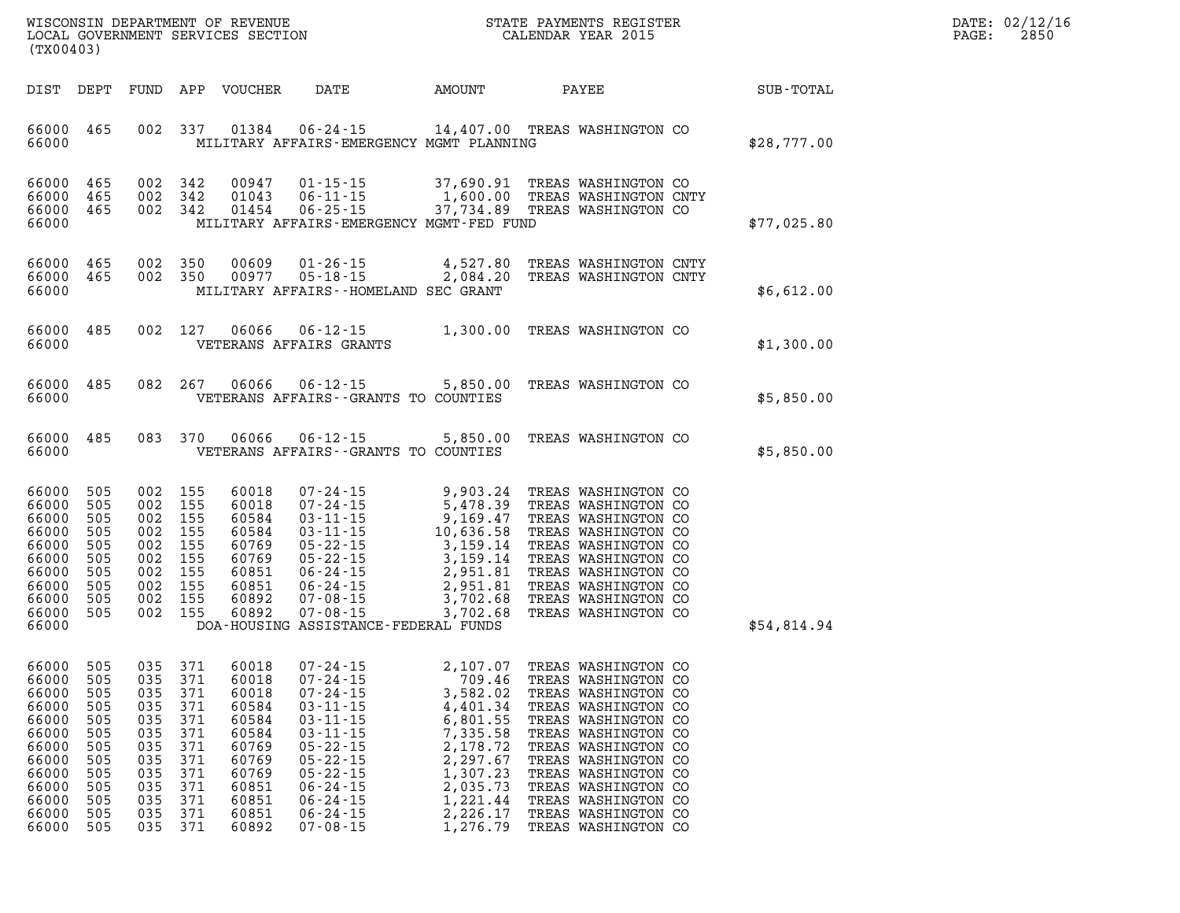| DIST | DEPT | FUND | APP | VOUCHER | DATE | AMOUNT | PAYEE | SUB-TOTAL |
|---|---|---|---|---|---|---|---|---|
| 66000 | 465 | 002 | 337 | 01384 | 06-24-15 | 14,407.00 | TREAS WASHINGTON CO | |
| 66000 | | | | | MILITARY AFFAIRS-EMERGENCY MGMT PLANNING | | | $28,777.00 |
| 66000 | 465 | 002 | 342 | 00947 | 01-15-15 | 37,690.91 | TREAS WASHINGTON CO | |
| 66000 | 465 | 002 | 342 | 01043 | 06-11-15 | 1,600.00 | TREAS WASHINGTON CNTY | |
| 66000 | 465 | 002 | 342 | 01454 | 06-25-15 | 37,734.89 | TREAS WASHINGTON CO | |
| 66000 | | | | | MILITARY AFFAIRS-EMERGENCY MGMT-FED FUND | | | $77,025.80 |
| 66000 | 465 | 002 | 350 | 00609 | 01-26-15 | 4,527.80 | TREAS WASHINGTON CNTY | |
| 66000 | 465 | 002 | 350 | 00977 | 05-18-15 | 2,084.20 | TREAS WASHINGTON CNTY | |
| 66000 | | | | | MILITARY AFFAIRS--HOMELAND SEC GRANT | | | $6,612.00 |
| 66000 | 485 | 002 | 127 | 06066 | 06-12-15 | 1,300.00 | TREAS WASHINGTON CO | |
| 66000 | | | | | VETERANS AFFAIRS GRANTS | | | $1,300.00 |
| 66000 | 485 | 082 | 267 | 06066 | 06-12-15 | 5,850.00 | TREAS WASHINGTON CO | |
| 66000 | | | | | VETERANS AFFAIRS--GRANTS TO COUNTIES | | | $5,850.00 |
| 66000 | 485 | 083 | 370 | 06066 | 06-12-15 | 5,850.00 | TREAS WASHINGTON CO | |
| 66000 | | | | | VETERANS AFFAIRS--GRANTS TO COUNTIES | | | $5,850.00 |
| 66000 | 505 | 002 | 155 | 60018 | 07-24-15 | 9,903.24 | TREAS WASHINGTON CO | |
| 66000 | 505 | 002 | 155 | 60018 | 07-24-15 | 5,478.39 | TREAS WASHINGTON CO | |
| 66000 | 505 | 002 | 155 | 60584 | 03-11-15 | 9,169.47 | TREAS WASHINGTON CO | |
| 66000 | 505 | 002 | 155 | 60584 | 03-11-15 | 10,636.58 | TREAS WASHINGTON CO | |
| 66000 | 505 | 002 | 155 | 60769 | 05-22-15 | 3,159.14 | TREAS WASHINGTON CO | |
| 66000 | 505 | 002 | 155 | 60769 | 05-22-15 | 3,159.14 | TREAS WASHINGTON CO | |
| 66000 | 505 | 002 | 155 | 60851 | 06-24-15 | 2,951.81 | TREAS WASHINGTON CO | |
| 66000 | 505 | 002 | 155 | 60851 | 06-24-15 | 2,951.81 | TREAS WASHINGTON CO | |
| 66000 | 505 | 002 | 155 | 60892 | 07-08-15 | 3,702.68 | TREAS WASHINGTON CO | |
| 66000 | 505 | 002 | 155 | 60892 | 07-08-15 | 3,702.68 | TREAS WASHINGTON CO | |
| 66000 | | | | | DOA-HOUSING ASSISTANCE-FEDERAL FUNDS | | | $54,814.94 |
| 66000 | 505 | 035 | 371 | 60018 | 07-24-15 | 2,107.07 | TREAS WASHINGTON CO | |
| 66000 | 505 | 035 | 371 | 60018 | 07-24-15 | 709.46 | TREAS WASHINGTON CO | |
| 66000 | 505 | 035 | 371 | 60018 | 07-24-15 | 3,582.02 | TREAS WASHINGTON CO | |
| 66000 | 505 | 035 | 371 | 60584 | 03-11-15 | 4,401.34 | TREAS WASHINGTON CO | |
| 66000 | 505 | 035 | 371 | 60584 | 03-11-15 | 6,801.55 | TREAS WASHINGTON CO | |
| 66000 | 505 | 035 | 371 | 60584 | 03-11-15 | 7,335.58 | TREAS WASHINGTON CO | |
| 66000 | 505 | 035 | 371 | 60769 | 05-22-15 | 2,178.72 | TREAS WASHINGTON CO | |
| 66000 | 505 | 035 | 371 | 60769 | 05-22-15 | 2,297.67 | TREAS WASHINGTON CO | |
| 66000 | 505 | 035 | 371 | 60769 | 05-22-15 | 1,307.23 | TREAS WASHINGTON CO | |
| 66000 | 505 | 035 | 371 | 60851 | 06-24-15 | 2,035.73 | TREAS WASHINGTON CO | |
| 66000 | 505 | 035 | 371 | 60851 | 06-24-15 | 1,221.44 | TREAS WASHINGTON CO | |
| 66000 | 505 | 035 | 371 | 60851 | 06-24-15 | 2,226.17 | TREAS WASHINGTON CO | |
| 66000 | 505 | 035 | 371 | 60892 | 07-08-15 | 1,276.79 | TREAS WASHINGTON CO | |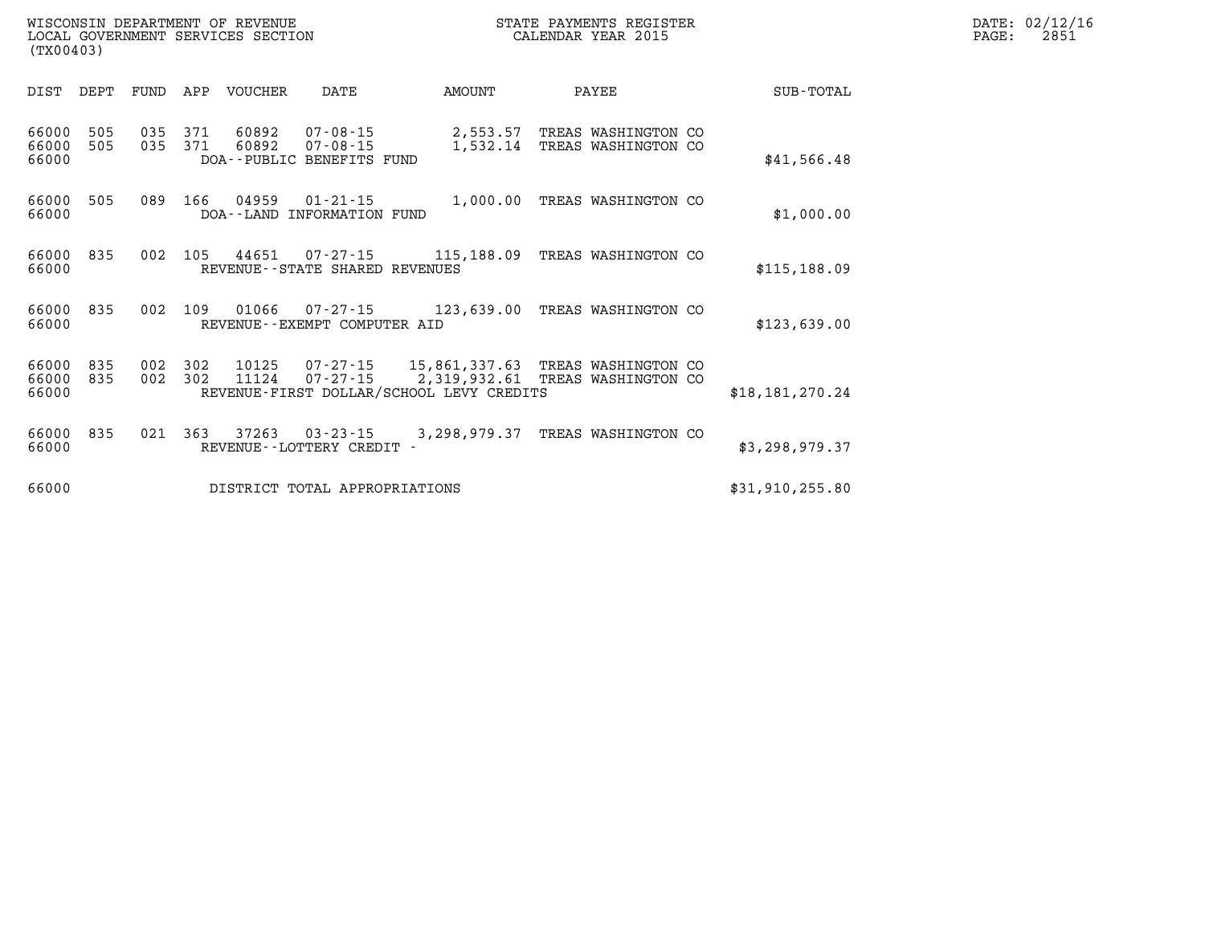WISCONSIN DEPARTMENT OF REVENUE
LOCAL GOVERNMENT SERVICES SECTION
(TX00403)

STATE PAYMENTS REGISTER
CALENDAR YEAR 2015

DATE: 02/12/16

| DIST | DEPT | FUND | APP | VOUCHER | DATE | AMOUNT | PAYEE | SUB-TOTAL |
|---|---|---|---|---|---|---|---|---|
| 66000 | 505 | 035 | 371 | 60892 | 07-08-15 | 2,553.57 | TREAS WASHINGTON CO | |
| 66000 | 505 | 035 | 371 | 60892 | 07-08-15 | 1,532.14 | TREAS WASHINGTON CO | |
| 66000 | | | | DOA--PUBLIC BENEFITS FUND | | | | $41,566.48 |
| 66000 | 505 | 089 | 166 | 04959 | 01-21-15 | 1,000.00 | TREAS WASHINGTON CO | |
| 66000 | | | | DOA--LAND INFORMATION FUND | | | | $1,000.00 |
| 66000 | 835 | 002 | 105 | 44651 | 07-27-15 | 115,188.09 | TREAS WASHINGTON CO | |
| 66000 | | | | REVENUE--STATE SHARED REVENUES | | | | $115,188.09 |
| 66000 | 835 | 002 | 109 | 01066 | 07-27-15 | 123,639.00 | TREAS WASHINGTON CO | |
| 66000 | | | | REVENUE--EXEMPT COMPUTER AID | | | | $123,639.00 |
| 66000 | 835 | 002 | 302 | 10125 | 07-27-15 | 15,861,337.63 | TREAS WASHINGTON CO | |
| 66000 | 835 | 002 | 302 | 11124 | 07-27-15 | 2,319,932.61 | TREAS WASHINGTON CO | |
| 66000 | | | | REVENUE-FIRST DOLLAR/SCHOOL LEVY CREDITS | | | | $18,181,270.24 |
| 66000 | 835 | 021 | 363 | 37263 | 03-23-15 | 3,298,979.37 | TREAS WASHINGTON CO | |
| 66000 | | | | REVENUE--LOTTERY CREDIT - | | | | $3,298,979.37 |
| 66000 | | | | DISTRICT TOTAL APPROPRIATIONS | | | | $31,910,255.80 |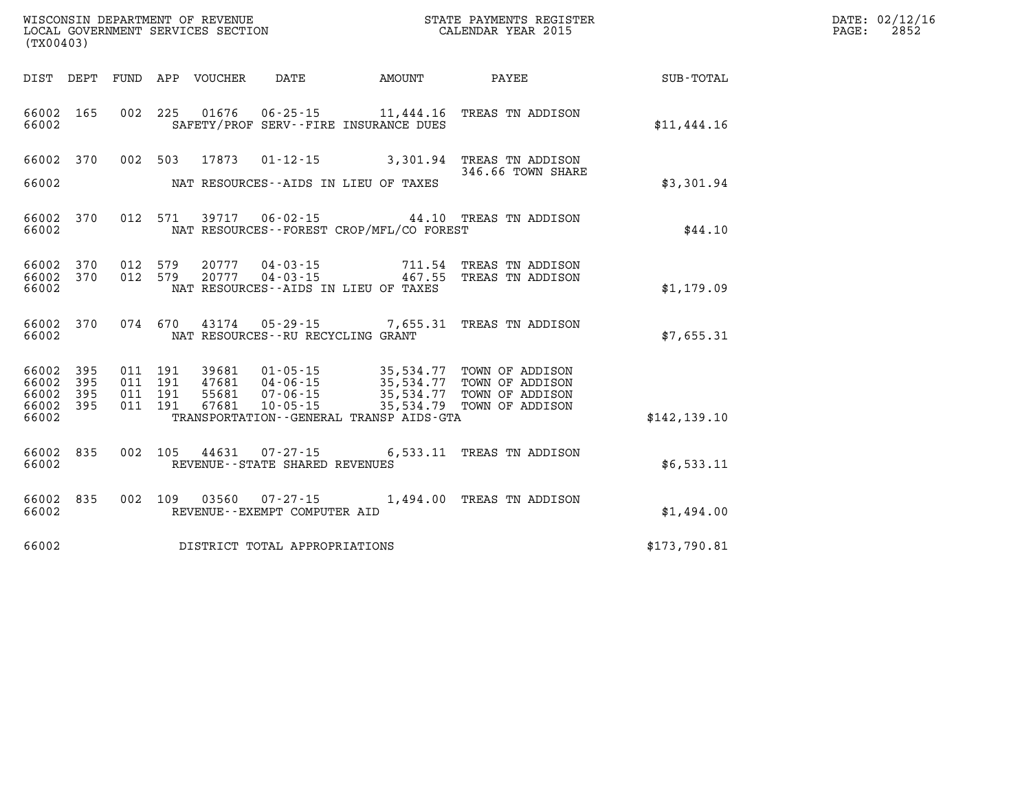WISCONSIN DEPARTMENT OF REVENUE
LOCAL GOVERNMENT SERVICES SECTION
(TX00403)

STATE PAYMENTS REGISTER
CALENDAR YEAR 2015

DATE: 02/12/16
PAGE: 2852

| DIST | DEPT | FUND | APP | VOUCHER | DATE | AMOUNT | PAYEE | SUB-TOTAL |
|---|---|---|---|---|---|---|---|---|
| 66002 | 165 | 002 | 225 | 01676 | 06-25-15 | 11,444.16 | TREAS TN ADDISON | |
| 66002 | | | | | SAFETY/PROF SERV--FIRE INSURANCE DUES | | | $11,444.16 |
| 66002 | 370 | 002 | 503 | 17873 | 01-12-15 | 3,301.94 | TREAS TN ADDISON 346.66 TOWN SHARE | |
| 66002 | | | | | NAT RESOURCES--AIDS IN LIEU OF TAXES | | | $3,301.94 |
| 66002 | 370 | 012 | 571 | 39717 | 06-02-15 | 44.10 | TREAS TN ADDISON | |
| 66002 | | | | | NAT RESOURCES--FOREST CROP/MFL/CO FOREST | | | $44.10 |
| 66002 | 370 | 012 | 579 | 20777 | 04-03-15 | 711.54 | TREAS TN ADDISON | |
| 66002 | 370 | 012 | 579 | 20777 | 04-03-15 | 467.55 | TREAS TN ADDISON | |
| 66002 | | | | | NAT RESOURCES--AIDS IN LIEU OF TAXES | | | $1,179.09 |
| 66002 | 370 | 074 | 670 | 43174 | 05-29-15 | 7,655.31 | TREAS TN ADDISON | |
| 66002 | | | | | NAT RESOURCES--RU RECYCLING GRANT | | | $7,655.31 |
| 66002 | 395 | 011 | 191 | 39681 | 01-05-15 | 35,534.77 | TOWN OF ADDISON | |
| 66002 | 395 | 011 | 191 | 47681 | 04-06-15 | 35,534.77 | TOWN OF ADDISON | |
| 66002 | 395 | 011 | 191 | 55681 | 07-06-15 | 35,534.77 | TOWN OF ADDISON | |
| 66002 | 395 | 011 | 191 | 67681 | 10-05-15 | 35,534.79 | TOWN OF ADDISON | |
| 66002 | | | | | TRANSPORTATION--GENERAL TRANSP AIDS-GTA | | | $142,139.10 |
| 66002 | 835 | 002 | 105 | 44631 | 07-27-15 | 6,533.11 | TREAS TN ADDISON | |
| 66002 | | | | | REVENUE--STATE SHARED REVENUES | | | $6,533.11 |
| 66002 | 835 | 002 | 109 | 03560 | 07-27-15 | 1,494.00 | TREAS TN ADDISON | |
| 66002 | | | | | REVENUE--EXEMPT COMPUTER AID | | | $1,494.00 |
| 66002 | | | | | DISTRICT TOTAL APPROPRIATIONS | | | $173,790.81 |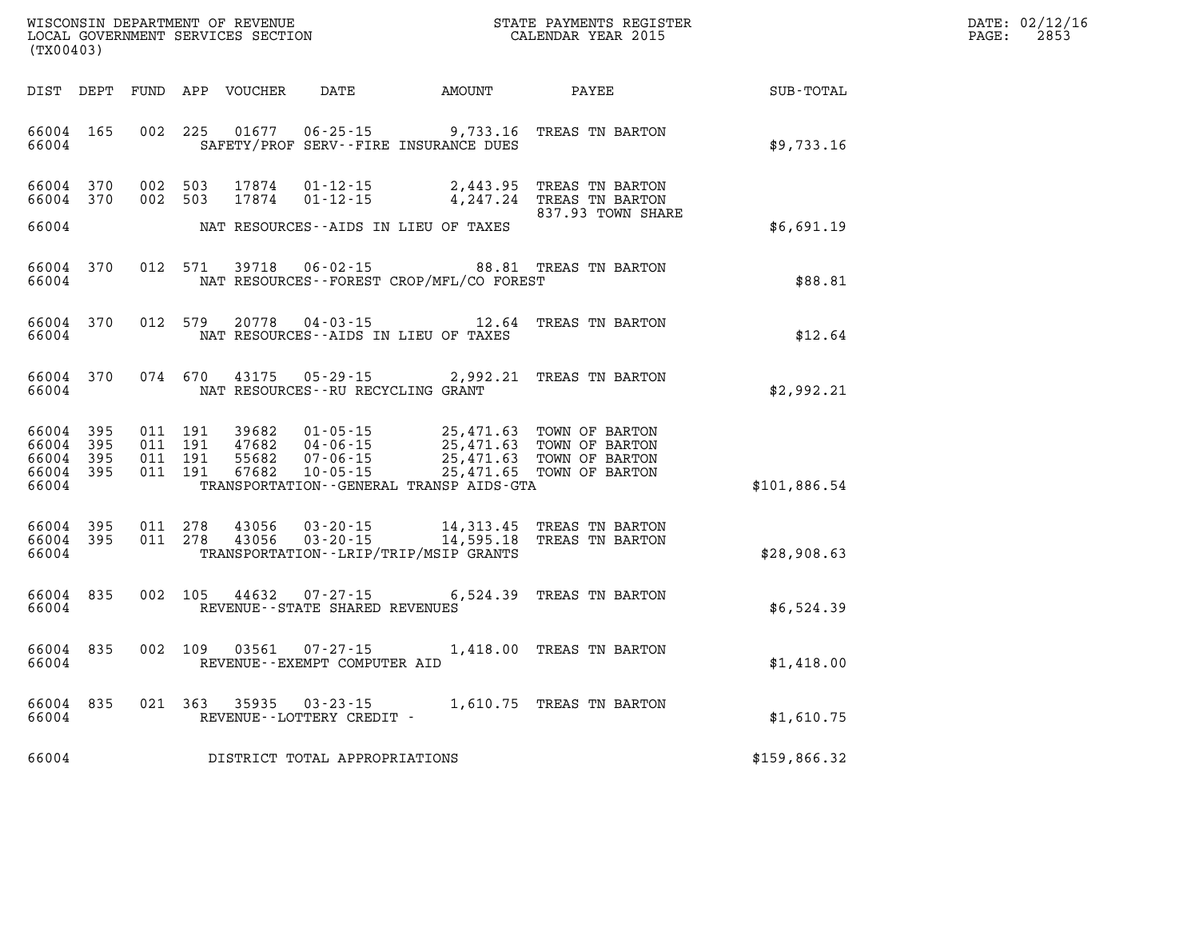WISCONSIN DEPARTMENT OF REVENUE
LOCAL GOVERNMENT SERVICES SECTION
(TX00403)

STATE PAYMENTS REGISTER
CALENDAR YEAR 2015

DATE: 02/12/16
PAGE: 2853

| DIST | DEPT | FUND | APP | VOUCHER | DATE | AMOUNT | PAYEE | SUB-TOTAL |
|---|---|---|---|---|---|---|---|---|
| 66004 | 165 | 002 | 225 | 01677 | 06-25-15 | 9,733.16 | TREAS TN BARTON | |
| 66004 | | | | | SAFETY/PROF SERV--FIRE INSURANCE DUES | | | $9,733.16 |
| 66004 | 370 | 002 | 503 | 17874 | 01-12-15 | 2,443.95 | TREAS TN BARTON | |
| 66004 | 370 | 002 | 503 | 17874 | 01-12-15 | 4,247.24 | TREAS TN BARTON | |
| | | | | | | | 837.93 TOWN SHARE | |
| 66004 | | | | | NAT RESOURCES--AIDS IN LIEU OF TAXES | | | $6,691.19 |
| 66004 | 370 | 012 | 571 | 39718 | 06-02-15 | 88.81 | TREAS TN BARTON | |
| 66004 | | | | | NAT RESOURCES--FOREST CROP/MFL/CO FOREST | | | $88.81 |
| 66004 | 370 | 012 | 579 | 20778 | 04-03-15 | 12.64 | TREAS TN BARTON | |
| 66004 | | | | | NAT RESOURCES--AIDS IN LIEU OF TAXES | | | $12.64 |
| 66004 | 370 | 074 | 670 | 43175 | 05-29-15 | 2,992.21 | TREAS TN BARTON | |
| 66004 | | | | | NAT RESOURCES--RU RECYCLING GRANT | | | $2,992.21 |
| 66004 | 395 | 011 | 191 | 39682 | 01-05-15 | 25,471.63 | TOWN OF BARTON | |
| 66004 | 395 | 011 | 191 | 47682 | 04-06-15 | 25,471.63 | TOWN OF BARTON | |
| 66004 | 395 | 011 | 191 | 55682 | 07-06-15 | 25,471.63 | TOWN OF BARTON | |
| 66004 | 395 | 011 | 191 | 67682 | 10-05-15 | 25,471.65 | TOWN OF BARTON | |
| 66004 | | | | | TRANSPORTATION--GENERAL TRANSP AIDS-GTA | | | $101,886.54 |
| 66004 | 395 | 011 | 278 | 43056 | 03-20-15 | 14,313.45 | TREAS TN BARTON | |
| 66004 | 395 | 011 | 278 | 43056 | 03-20-15 | 14,595.18 | TREAS TN BARTON | |
| 66004 | | | | | TRANSPORTATION--LRIP/TRIP/MSIP GRANTS | | | $28,908.63 |
| 66004 | 835 | 002 | 105 | 44632 | 07-27-15 | 6,524.39 | TREAS TN BARTON | |
| 66004 | | | | | REVENUE--STATE SHARED REVENUES | | | $6,524.39 |
| 66004 | 835 | 002 | 109 | 03561 | 07-27-15 | 1,418.00 | TREAS TN BARTON | |
| 66004 | | | | | REVENUE--EXEMPT COMPUTER AID | | | $1,418.00 |
| 66004 | 835 | 021 | 363 | 35935 | 03-23-15 | 1,610.75 | TREAS TN BARTON | |
| 66004 | | | | | REVENUE--LOTTERY CREDIT - | | | $1,610.75 |
| 66004 | | | | | DISTRICT TOTAL APPROPRIATIONS | | | $159,866.32 |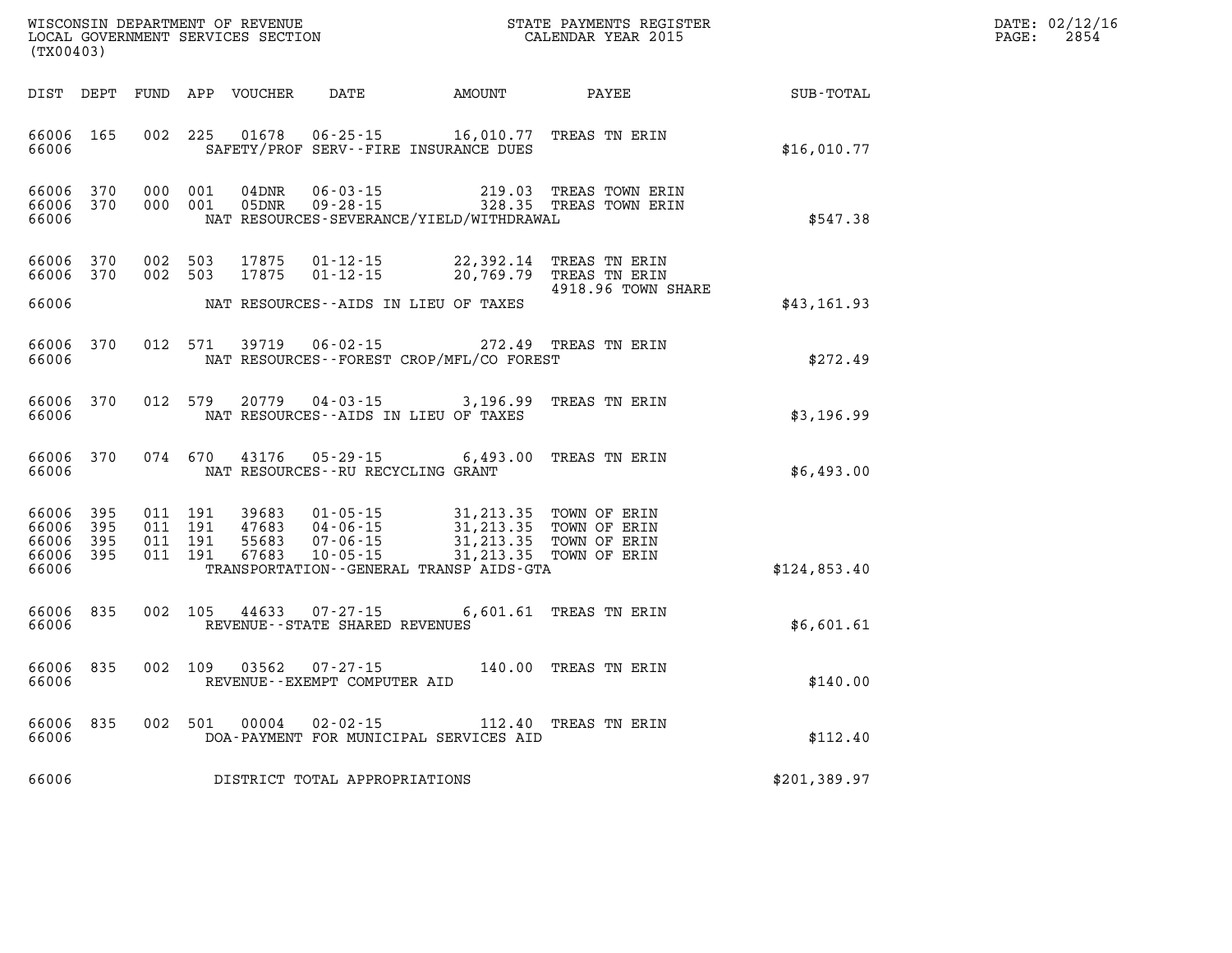WISCONSIN DEPARTMENT OF REVENUE
LOCAL GOVERNMENT SERVICES SECTION
(TX00403)

STATE PAYMENTS REGISTER
CALENDAR YEAR 2015

DATE: 02/12/16
PAGE: 2854

| DIST | DEPT | FUND | APP | VOUCHER | DATE | AMOUNT | PAYEE | SUB-TOTAL |
|---|---|---|---|---|---|---|---|---|
| 66006 | 165 | 002 | 225 | 01678 | 06-25-15 | 16,010.77 | TREAS TN ERIN | |
| 66006 | | | | SAFETY/PROF SERV--FIRE INSURANCE DUES | | | | $16,010.77 |
| 66006 | 370 | 000 | 001 | 04DNR | 06-03-15 | 219.03 | TREAS TOWN ERIN | |
| 66006 | 370 | 000 | 001 | 05DNR | 09-28-15 | 328.35 | TREAS TOWN ERIN | |
| 66006 | | | | NAT RESOURCES-SEVERANCE/YIELD/WITHDRAWAL | | | | $547.38 |
| 66006 | 370 | 002 | 503 | 17875 | 01-12-15 | 22,392.14 | TREAS TN ERIN | |
| 66006 | 370 | 002 | 503 | 17875 | 01-12-15 | 20,769.79 | TREAS TN ERIN 4918.96 TOWN SHARE | |
| 66006 | | | | NAT RESOURCES--AIDS IN LIEU OF TAXES | | | | $43,161.93 |
| 66006 | 370 | 012 | 571 | 39719 | 06-02-15 | 272.49 | TREAS TN ERIN | |
| 66006 | | | | NAT RESOURCES--FOREST CROP/MFL/CO FOREST | | | | $272.49 |
| 66006 | 370 | 012 | 579 | 20779 | 04-03-15 | 3,196.99 | TREAS TN ERIN | |
| 66006 | | | | NAT RESOURCES--AIDS IN LIEU OF TAXES | | | | $3,196.99 |
| 66006 | 370 | 074 | 670 | 43176 | 05-29-15 | 6,493.00 | TREAS TN ERIN | |
| 66006 | | | | NAT RESOURCES--RU RECYCLING GRANT | | | | $6,493.00 |
| 66006 | 395 | 011 | 191 | 39683 | 01-05-15 | 31,213.35 | TOWN OF ERIN | |
| 66006 | 395 | 011 | 191 | 47683 | 04-06-15 | 31,213.35 | TOWN OF ERIN | |
| 66006 | 395 | 011 | 191 | 55683 | 07-06-15 | 31,213.35 | TOWN OF ERIN | |
| 66006 | 395 | 011 | 191 | 67683 | 10-05-15 | 31,213.35 | TOWN OF ERIN | |
| 66006 | | | | TRANSPORTATION--GENERAL TRANSP AIDS-GTA | | | | $124,853.40 |
| 66006 | 835 | 002 | 105 | 44633 | 07-27-15 | 6,601.61 | TREAS TN ERIN | |
| 66006 | | | | REVENUE--STATE SHARED REVENUES | | | | $6,601.61 |
| 66006 | 835 | 002 | 109 | 03562 | 07-27-15 | 140.00 | TREAS TN ERIN | |
| 66006 | | | | REVENUE--EXEMPT COMPUTER AID | | | | $140.00 |
| 66006 | 835 | 002 | 501 | 00004 | 02-02-15 | 112.40 | TREAS TN ERIN | |
| 66006 | | | | DOA-PAYMENT FOR MUNICIPAL SERVICES AID | | | | $112.40 |
| 66006 | | | | DISTRICT TOTAL APPROPRIATIONS | | | | $201,389.97 |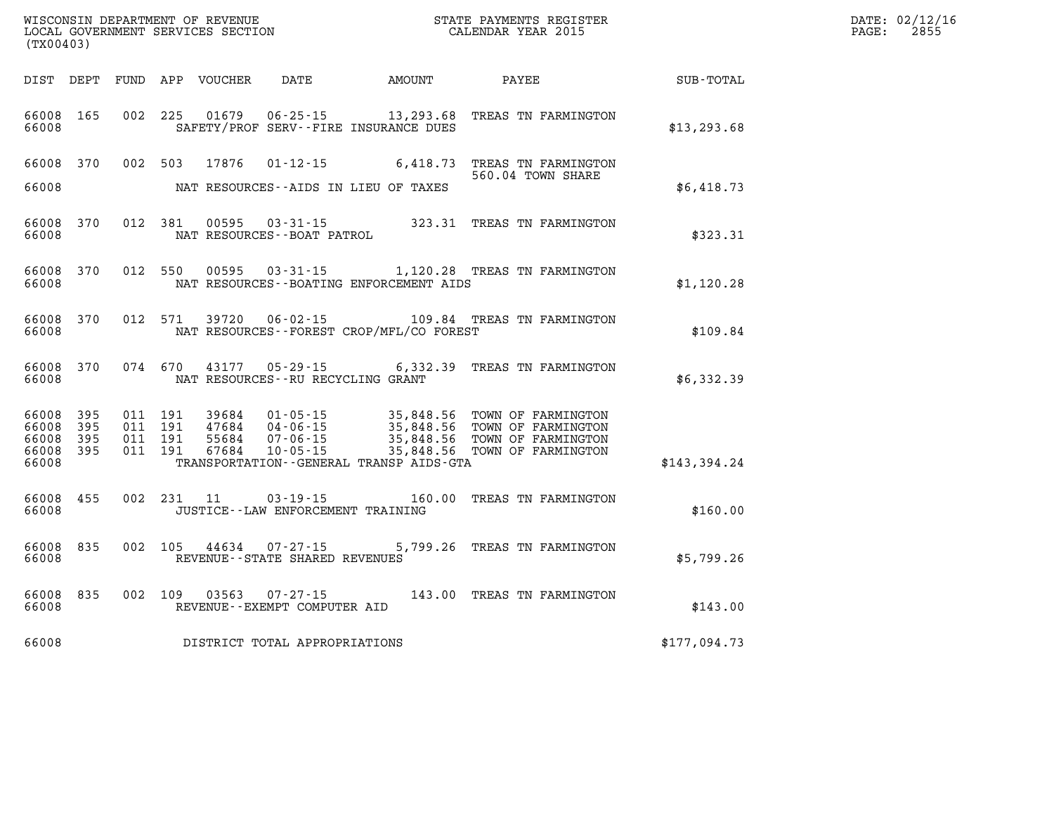WISCONSIN DEPARTMENT OF REVENUE
LOCAL GOVERNMENT SERVICES SECTION
(TX00403)

STATE PAYMENTS REGISTER
CALENDAR YEAR 2015

DATE: 02/12/16
PAGE: 2855

| DIST | DEPT | FUND | APP | VOUCHER | DATE | AMOUNT | PAYEE | SUB-TOTAL |
|---|---|---|---|---|---|---|---|---|
| 66008 | 165 | 002 | 225 | 01679 | 06-25-15 | 13,293.68 | TREAS TN FARMINGTON | |
| 66008 | | | | | SAFETY/PROF SERV--FIRE INSURANCE DUES | | | $13,293.68 |
| 66008 | 370 | 002 | 503 | 17876 | 01-12-15 | 6,418.73 | TREAS TN FARMINGTON 560.04 TOWN SHARE | |
| 66008 | | | | | NAT RESOURCES--AIDS IN LIEU OF TAXES | | | $6,418.73 |
| 66008 | 370 | 012 | 381 | 00595 | 03-31-15 | 323.31 | TREAS TN FARMINGTON | |
| 66008 | | | | | NAT RESOURCES--BOAT PATROL | | | $323.31 |
| 66008 | 370 | 012 | 550 | 00595 | 03-31-15 | 1,120.28 | TREAS TN FARMINGTON | |
| 66008 | | | | | NAT RESOURCES--BOATING ENFORCEMENT AIDS | | | $1,120.28 |
| 66008 | 370 | 012 | 571 | 39720 | 06-02-15 | 109.84 | TREAS TN FARMINGTON | |
| 66008 | | | | | NAT RESOURCES--FOREST CROP/MFL/CO FOREST | | | $109.84 |
| 66008 | 370 | 074 | 670 | 43177 | 05-29-15 | 6,332.39 | TREAS TN FARMINGTON | |
| 66008 | | | | | NAT RESOURCES--RU RECYCLING GRANT | | | $6,332.39 |
| 66008 | 395 | 011 | 191 | 39684 | 01-05-15 | 35,848.56 | TOWN OF FARMINGTON | |
| 66008 | 395 | 011 | 191 | 47684 | 04-06-15 | 35,848.56 | TOWN OF FARMINGTON | |
| 66008 | 395 | 011 | 191 | 55684 | 07-06-15 | 35,848.56 | TOWN OF FARMINGTON | |
| 66008 | 395 | 011 | 191 | 67684 | 10-05-15 | 35,848.56 | TOWN OF FARMINGTON | |
| 66008 | | | | | TRANSPORTATION--GENERAL TRANSP AIDS-GTA | | | $143,394.24 |
| 66008 | 455 | 002 | 231 | 11 | 03-19-15 | 160.00 | TREAS TN FARMINGTON | |
| 66008 | | | | | JUSTICE--LAW ENFORCEMENT TRAINING | | | $160.00 |
| 66008 | 835 | 002 | 105 | 44634 | 07-27-15 | 5,799.26 | TREAS TN FARMINGTON | |
| 66008 | | | | | REVENUE--STATE SHARED REVENUES | | | $5,799.26 |
| 66008 | 835 | 002 | 109 | 03563 | 07-27-15 | 143.00 | TREAS TN FARMINGTON | |
| 66008 | | | | | REVENUE--EXEMPT COMPUTER AID | | | $143.00 |
| 66008 | | | | | DISTRICT TOTAL APPROPRIATIONS | | | $177,094.73 |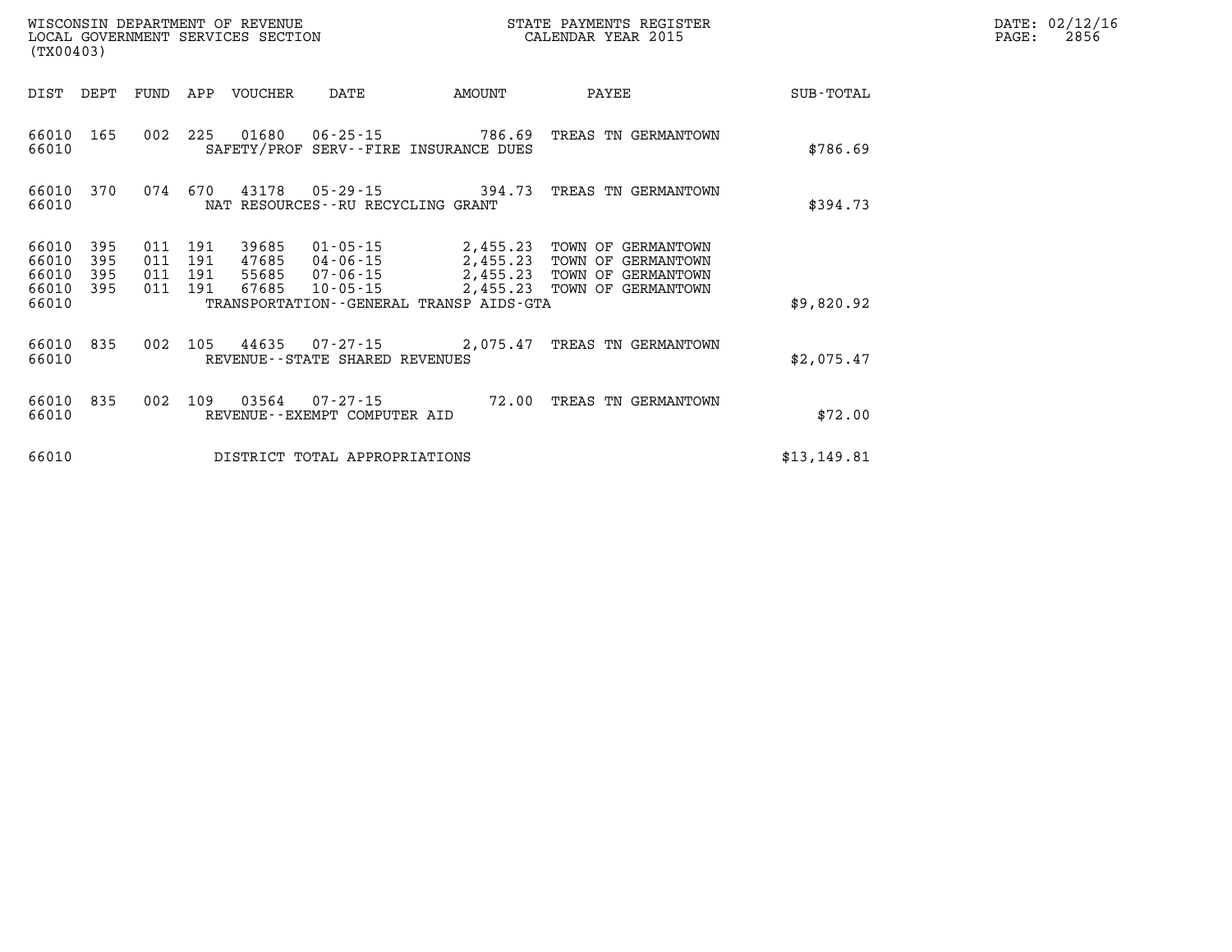WISCONSIN DEPARTMENT OF REVENUE
LOCAL GOVERNMENT SERVICES SECTION
(TX00403)

STATE PAYMENTS REGISTER
CALENDAR YEAR 2015

| DIST | DEPT | FUND | APP | VOUCHER | DATE | AMOUNT | PAYEE | SUB-TOTAL |
|---|---|---|---|---|---|---|---|---|
| 66010 | 165 | 002 | 225 | 01680 | 06-25-15 | 786.69 | TREAS TN GERMANTOWN | |
| 66010 | | | | SAFETY/PROF SERV--FIRE INSURANCE DUES | | | | $786.69 |
| 66010 | 370 | 074 | 670 | 43178 | 05-29-15 | 394.73 | TREAS TN GERMANTOWN | |
| 66010 | | | | NAT RESOURCES--RU RECYCLING GRANT | | | | $394.73 |
| 66010 | 395 | 011 | 191 | 39685 | 01-05-15 | 2,455.23 | TOWN OF GERMANTOWN | |
| 66010 | 395 | 011 | 191 | 47685 | 04-06-15 | 2,455.23 | TOWN OF GERMANTOWN | |
| 66010 | 395 | 011 | 191 | 55685 | 07-06-15 | 2,455.23 | TOWN OF GERMANTOWN | |
| 66010 | 395 | 011 | 191 | 67685 | 10-05-15 | 2,455.23 | TOWN OF GERMANTOWN | |
| 66010 | | | | TRANSPORTATION--GENERAL TRANSP AIDS-GTA | | | | $9,820.92 |
| 66010 | 835 | 002 | 105 | 44635 | 07-27-15 | 2,075.47 | TREAS TN GERMANTOWN | |
| 66010 | | | | REVENUE--STATE SHARED REVENUES | | | | $2,075.47 |
| 66010 | 835 | 002 | 109 | 03564 | 07-27-15 | 72.00 | TREAS TN GERMANTOWN | |
| 66010 | | | | REVENUE--EXEMPT COMPUTER AID | | | | $72.00 |
| 66010 | | | | DISTRICT TOTAL APPROPRIATIONS | | | | $13,149.81 |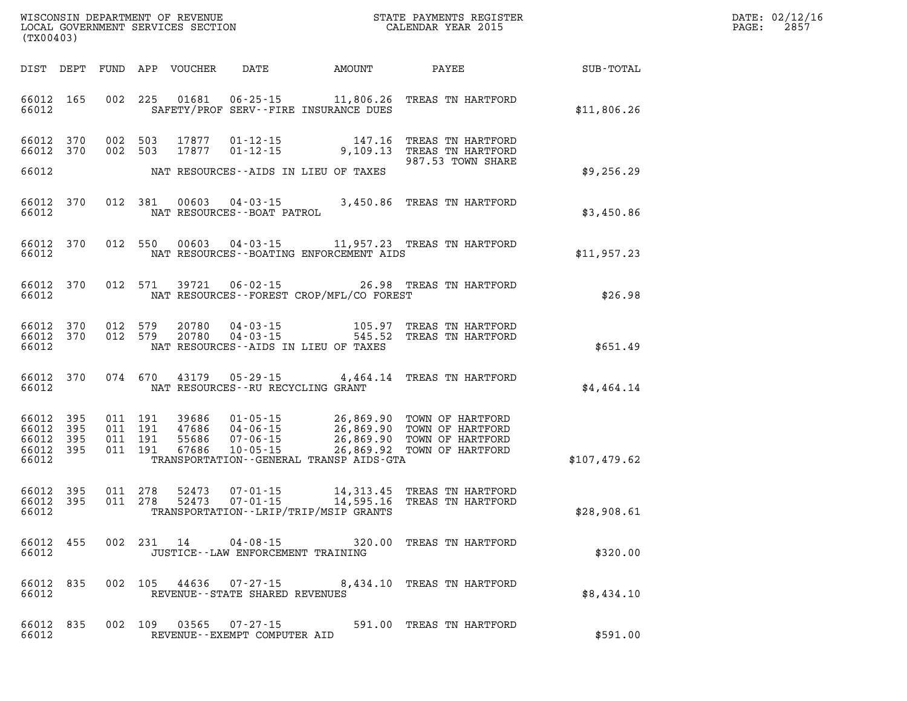WISCONSIN DEPARTMENT OF REVENUE
LOCAL GOVERNMENT SERVICES SECTION
(TX00403)

STATE PAYMENTS REGISTER
CALENDAR YEAR 2015

DATE: 02/12/16
PAGE: 2857

| DIST | DEPT | FUND | APP | VOUCHER | DATE | AMOUNT | PAYEE | SUB-TOTAL |
|---|---|---|---|---|---|---|---|---|
| 66012 | 165 | 002 | 225 | 01681 | 06-25-15 | 11,806.26 | TREAS TN HARTFORD | |
| 66012 | | | | | SAFETY/PROF SERV--FIRE INSURANCE DUES | | | $11,806.26 |
| 66012 | 370 | 002 | 503 | 17877 | 01-12-15 | 147.16 | TREAS TN HARTFORD | |
| 66012 | 370 | 002 | 503 | 17877 | 01-12-15 | 9,109.13 | TREAS TN HARTFORD | |
| | | | | | | | 987.53 TOWN SHARE | |
| 66012 | | | | | NAT RESOURCES--AIDS IN LIEU OF TAXES | | | $9,256.29 |
| 66012 | 370 | 012 | 381 | 00603 | 04-03-15 | 3,450.86 | TREAS TN HARTFORD | |
| 66012 | | | | | NAT RESOURCES--BOAT PATROL | | | $3,450.86 |
| 66012 | 370 | 012 | 550 | 00603 | 04-03-15 | 11,957.23 | TREAS TN HARTFORD | |
| 66012 | | | | | NAT RESOURCES--BOATING ENFORCEMENT AIDS | | | $11,957.23 |
| 66012 | 370 | 012 | 571 | 39721 | 06-02-15 | 26.98 | TREAS TN HARTFORD | |
| 66012 | | | | | NAT RESOURCES--FOREST CROP/MFL/CO FOREST | | | $26.98 |
| 66012 | 370 | 012 | 579 | 20780 | 04-03-15 | 105.97 | TREAS TN HARTFORD | |
| 66012 | 370 | 012 | 579 | 20780 | 04-03-15 | 545.52 | TREAS TN HARTFORD | |
| 66012 | | | | | NAT RESOURCES--AIDS IN LIEU OF TAXES | | | $651.49 |
| 66012 | 370 | 074 | 670 | 43179 | 05-29-15 | 4,464.14 | TREAS TN HARTFORD | |
| 66012 | | | | | NAT RESOURCES--RU RECYCLING GRANT | | | $4,464.14 |
| 66012 | 395 | 011 | 191 | 39686 | 01-05-15 | 26,869.90 | TOWN OF HARTFORD | |
| 66012 | 395 | 011 | 191 | 47686 | 04-06-15 | 26,869.90 | TOWN OF HARTFORD | |
| 66012 | 395 | 011 | 191 | 55686 | 07-06-15 | 26,869.90 | TOWN OF HARTFORD | |
| 66012 | 395 | 011 | 191 | 67686 | 10-05-15 | 26,869.92 | TOWN OF HARTFORD | |
| 66012 | | | | | TRANSPORTATION--GENERAL TRANSP AIDS-GTA | | | $107,479.62 |
| 66012 | 395 | 011 | 278 | 52473 | 07-01-15 | 14,313.45 | TREAS TN HARTFORD | |
| 66012 | 395 | 011 | 278 | 52473 | 07-01-15 | 14,595.16 | TREAS TN HARTFORD | |
| 66012 | | | | | TRANSPORTATION--LRIP/TRIP/MSIP GRANTS | | | $28,908.61 |
| 66012 | 455 | 002 | 231 | 14 | 04-08-15 | 320.00 | TREAS TN HARTFORD | |
| 66012 | | | | | JUSTICE--LAW ENFORCEMENT TRAINING | | | $320.00 |
| 66012 | 835 | 002 | 105 | 44636 | 07-27-15 | 8,434.10 | TREAS TN HARTFORD | |
| 66012 | | | | | REVENUE--STATE SHARED REVENUES | | | $8,434.10 |
| 66012 | 835 | 002 | 109 | 03565 | 07-27-15 | 591.00 | TREAS TN HARTFORD | |
| 66012 | | | | | REVENUE--EXEMPT COMPUTER AID | | | $591.00 |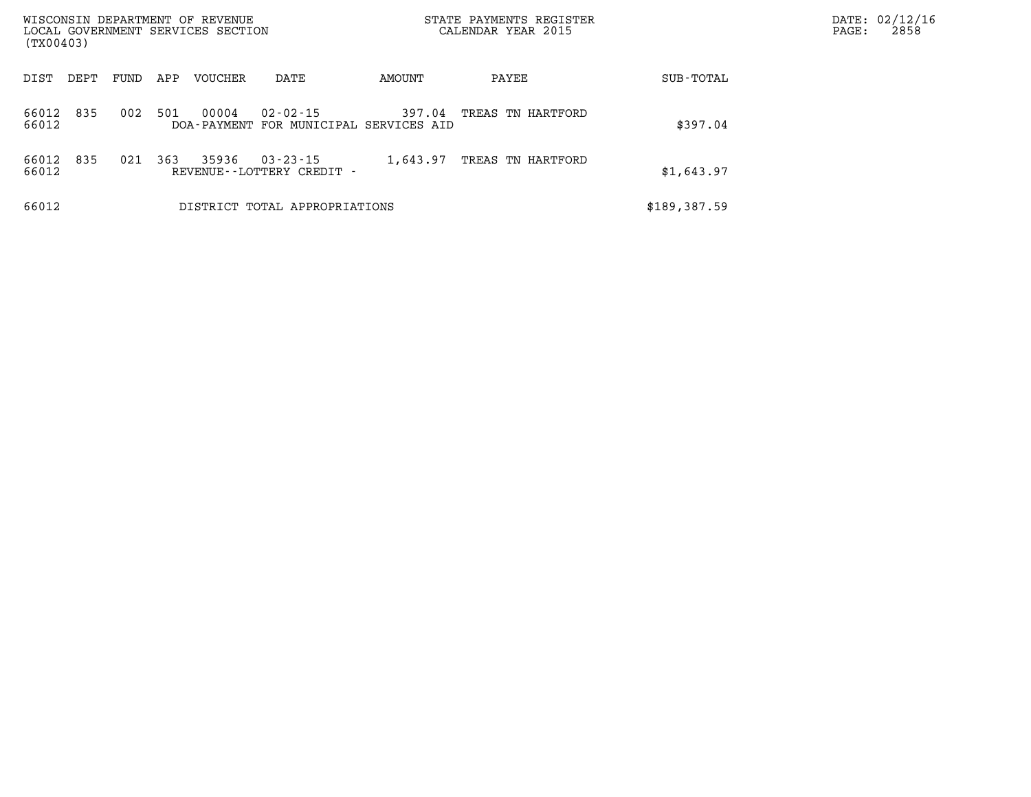WISCONSIN DEPARTMENT OF REVENUE
LOCAL GOVERNMENT SERVICES SECTION
(TX00403)

STATE PAYMENTS REGISTER
CALENDAR YEAR 2015

DATE: 02/12/16
PAGE: 2858

| DIST | DEPT | FUND | APP | VOUCHER | DATE | AMOUNT | PAYEE | SUB-TOTAL |
|---|---|---|---|---|---|---|---|---|
| 66012 | 835 | 002 | 501 | 00004 | 02-02-15 | 397.04 | TREAS TN HARTFORD | |
| 66012 | | | | DOA-PAYMENT FOR MUNICIPAL SERVICES AID | | | | $397.04 |
| 66012 | 835 | 021 | 363 | 35936 | 03-23-15 | 1,643.97 | TREAS TN HARTFORD | |
| 66012 | | | | REVENUE--LOTTERY CREDIT - | | | | $1,643.97 |
| 66012 | | | | DISTRICT TOTAL APPROPRIATIONS | | | | $189,387.59 |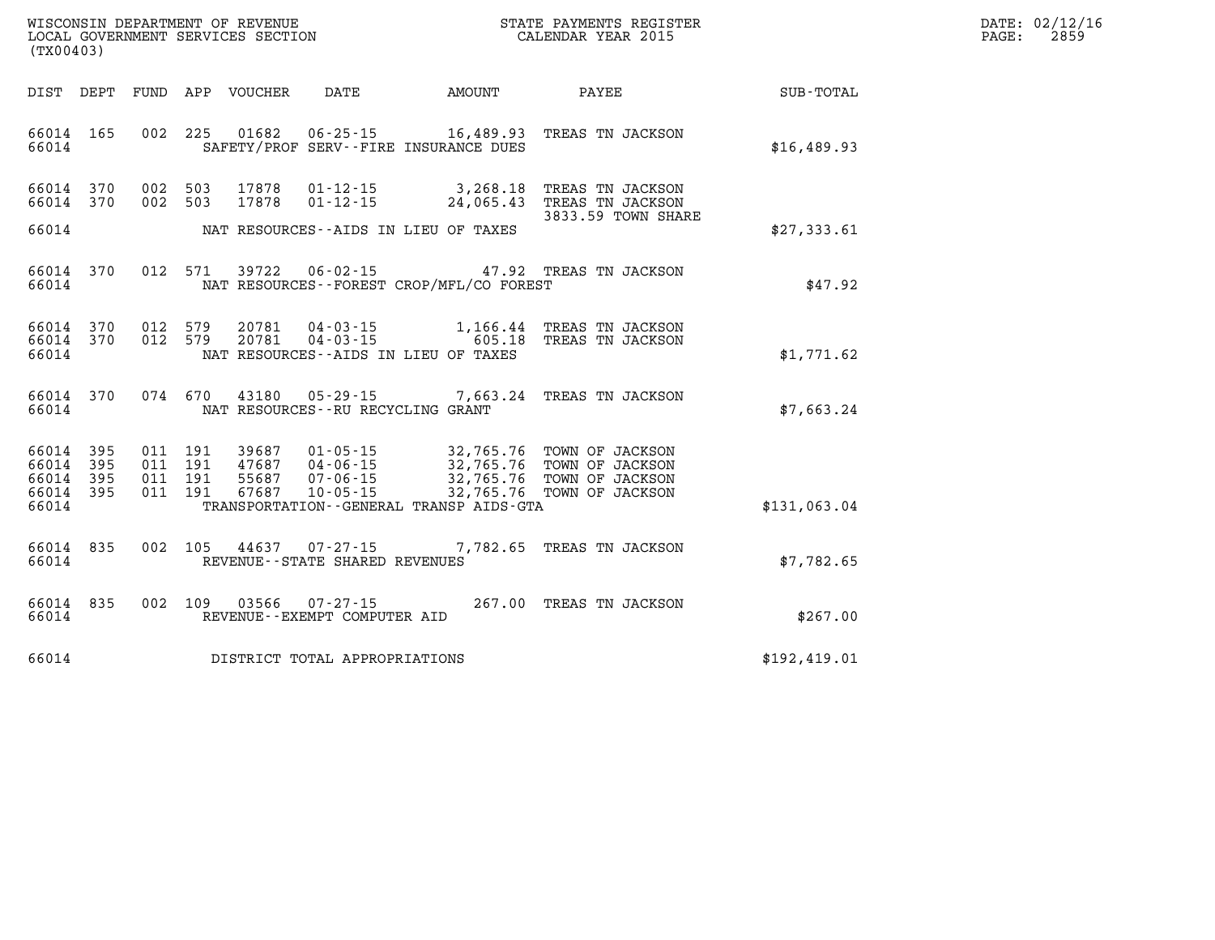WISCONSIN DEPARTMENT OF REVENUE
LOCAL GOVERNMENT SERVICES SECTION
(TX00403)

STATE PAYMENTS REGISTER
CALENDAR YEAR 2015

DATE: 02/12/16

| DIST | DEPT | FUND | APP | VOUCHER | DATE | AMOUNT | PAYEE | SUB-TOTAL |
|---|---|---|---|---|---|---|---|---|
| 66014 | 165 | 002 | 225 | 01682 | 06-25-15 | 16,489.93 | TREAS TN JACKSON | |
| 66014 | | | | | SAFETY/PROF SERV--FIRE INSURANCE DUES | | | $16,489.93 |
| 66014 | 370 | 002 | 503 | 17878 | 01-12-15 | 3,268.18 | TREAS TN JACKSON | |
| 66014 | 370 | 002 | 503 | 17878 | 01-12-15 | 24,065.43 | TREAS TN JACKSON 3833.59 TOWN SHARE | |
| 66014 | | | | | NAT RESOURCES--AIDS IN LIEU OF TAXES | | | $27,333.61 |
| 66014 | 370 | 012 | 571 | 39722 | 06-02-15 | 47.92 | TREAS TN JACKSON | |
| 66014 | | | | | NAT RESOURCES--FOREST CROP/MFL/CO FOREST | | | $47.92 |
| 66014 | 370 | 012 | 579 | 20781 | 04-03-15 | 1,166.44 | TREAS TN JACKSON | |
| 66014 | 370 | 012 | 579 | 20781 | 04-03-15 | 605.18 | TREAS TN JACKSON | |
| 66014 | | | | | NAT RESOURCES--AIDS IN LIEU OF TAXES | | | $1,771.62 |
| 66014 | 370 | 074 | 670 | 43180 | 05-29-15 | 7,663.24 | TREAS TN JACKSON | |
| 66014 | | | | | NAT RESOURCES--RU RECYCLING GRANT | | | $7,663.24 |
| 66014 | 395 | 011 | 191 | 39687 | 01-05-15 | 32,765.76 | TOWN OF JACKSON | |
| 66014 | 395 | 011 | 191 | 47687 | 04-06-15 | 32,765.76 | TOWN OF JACKSON | |
| 66014 | 395 | 011 | 191 | 55687 | 07-06-15 | 32,765.76 | TOWN OF JACKSON | |
| 66014 | 395 | 011 | 191 | 67687 | 10-05-15 | 32,765.76 | TOWN OF JACKSON | |
| 66014 | | | | | TRANSPORTATION--GENERAL TRANSP AIDS-GTA | | | $131,063.04 |
| 66014 | 835 | 002 | 105 | 44637 | 07-27-15 | 7,782.65 | TREAS TN JACKSON | |
| 66014 | | | | | REVENUE--STATE SHARED REVENUES | | | $7,782.65 |
| 66014 | 835 | 002 | 109 | 03566 | 07-27-15 | 267.00 | TREAS TN JACKSON | |
| 66014 | | | | | REVENUE--EXEMPT COMPUTER AID | | | $267.00 |
| 66014 | | | | | DISTRICT TOTAL APPROPRIATIONS | | | $192,419.01 |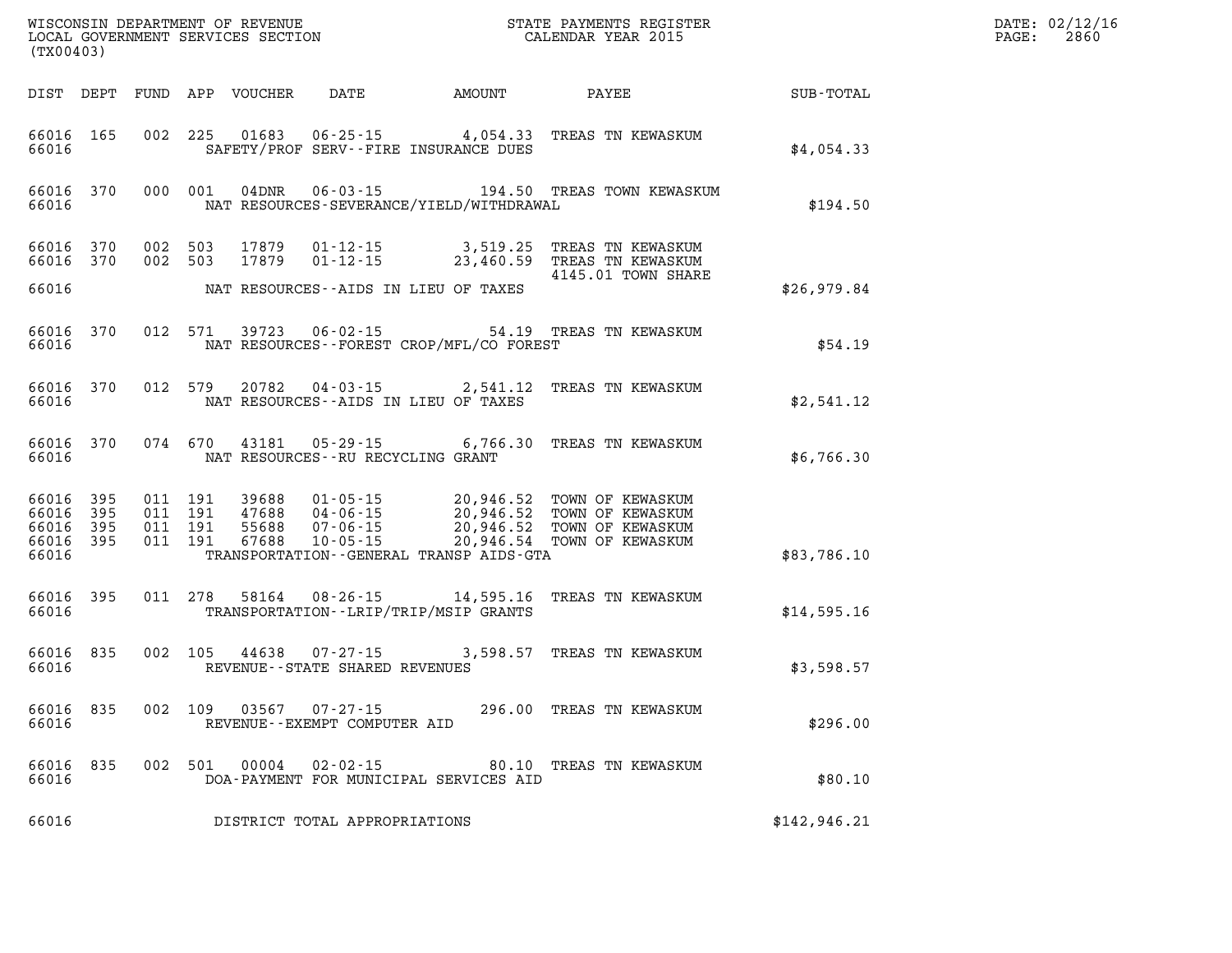WISCONSIN DEPARTMENT OF REVENUE
LOCAL GOVERNMENT SERVICES SECTION
(TX00403)

STATE PAYMENTS REGISTER
CALENDAR YEAR 2015

DATE: 02/12/16
PAGE: 2860

| DIST | DEPT | FUND | APP | VOUCHER | DATE | AMOUNT | PAYEE | SUB-TOTAL |
|---|---|---|---|---|---|---|---|---|
| 66016 | 165 | 002 | 225 | 01683 | 06-25-15 | 4,054.33 | TREAS TN KEWASKUM | |
| 66016 | | | | SAFETY/PROF SERV--FIRE INSURANCE DUES | | | | $4,054.33 |
| 66016 | 370 | 000 | 001 | 04DNR | 06-03-15 | 194.50 | TREAS TOWN KEWASKUM | |
| 66016 | | | | NAT RESOURCES-SEVERANCE/YIELD/WITHDRAWAL | | | | $194.50 |
| 66016 | 370 | 002 | 503 | 17879 | 01-12-15 | 3,519.25 | TREAS TN KEWASKUM | |
| 66016 | 370 | 002 | 503 | 17879 | 01-12-15 | 23,460.59 | TREAS TN KEWASKUM 4145.01 TOWN SHARE | |
| 66016 | | | | NAT RESOURCES--AIDS IN LIEU OF TAXES | | | | $26,979.84 |
| 66016 | 370 | 012 | 571 | 39723 | 06-02-15 | 54.19 | TREAS TN KEWASKUM | |
| 66016 | | | | NAT RESOURCES--FOREST CROP/MFL/CO FOREST | | | | $54.19 |
| 66016 | 370 | 012 | 579 | 20782 | 04-03-15 | 2,541.12 | TREAS TN KEWASKUM | |
| 66016 | | | | NAT RESOURCES--AIDS IN LIEU OF TAXES | | | | $2,541.12 |
| 66016 | 370 | 074 | 670 | 43181 | 05-29-15 | 6,766.30 | TREAS TN KEWASKUM | |
| 66016 | | | | NAT RESOURCES--RU RECYCLING GRANT | | | | $6,766.30 |
| 66016 | 395 | 011 | 191 | 39688 | 01-05-15 | 20,946.52 | TOWN OF KEWASKUM | |
| 66016 | 395 | 011 | 191 | 47688 | 04-06-15 | 20,946.52 | TOWN OF KEWASKUM | |
| 66016 | 395 | 011 | 191 | 55688 | 07-06-15 | 20,946.52 | TOWN OF KEWASKUM | |
| 66016 | 395 | 011 | 191 | 67688 | 10-05-15 | 20,946.54 | TOWN OF KEWASKUM | |
| 66016 | | | | TRANSPORTATION--GENERAL TRANSP AIDS-GTA | | | | $83,786.10 |
| 66016 | 395 | 011 | 278 | 58164 | 08-26-15 | 14,595.16 | TREAS TN KEWASKUM | |
| 66016 | | | | TRANSPORTATION--LRIP/TRIP/MSIP GRANTS | | | | $14,595.16 |
| 66016 | 835 | 002 | 105 | 44638 | 07-27-15 | 3,598.57 | TREAS TN KEWASKUM | |
| 66016 | | | | REVENUE--STATE SHARED REVENUES | | | | $3,598.57 |
| 66016 | 835 | 002 | 109 | 03567 | 07-27-15 | 296.00 | TREAS TN KEWASKUM | |
| 66016 | | | | REVENUE--EXEMPT COMPUTER AID | | | | $296.00 |
| 66016 | 835 | 002 | 501 | 00004 | 02-02-15 | 80.10 | TREAS TN KEWASKUM | |
| 66016 | | | | DOA-PAYMENT FOR MUNICIPAL SERVICES AID | | | | $80.10 |
| 66016 | | | | DISTRICT TOTAL APPROPRIATIONS | | | | $142,946.21 |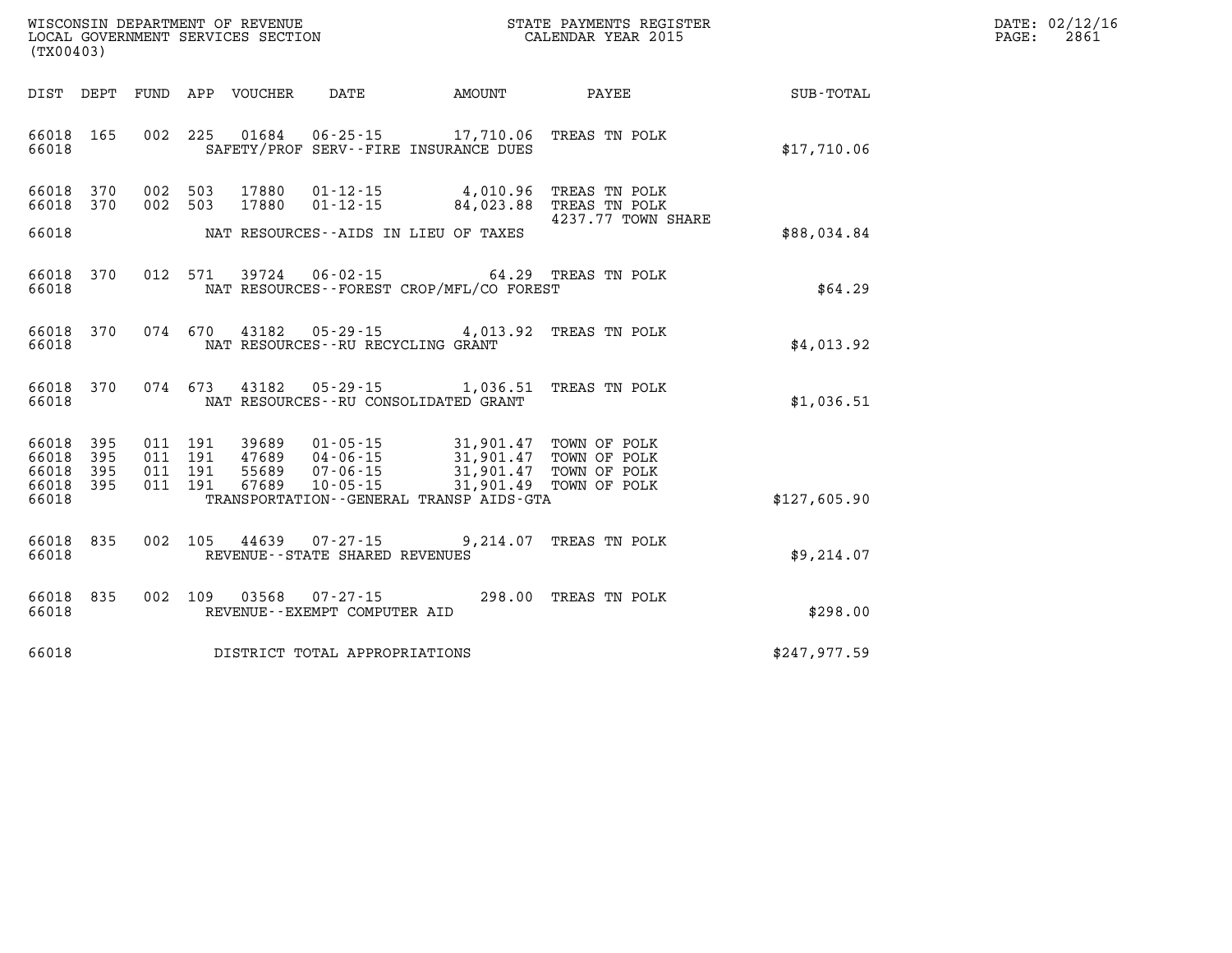WISCONSIN DEPARTMENT OF REVENUE
LOCAL GOVERNMENT SERVICES SECTION
(TX00403)

STATE PAYMENTS REGISTER
CALENDAR YEAR 2015

DATE: 02/12/16
PAGE: 2861

| DIST | DEPT | FUND | APP | VOUCHER | DATE | AMOUNT | PAYEE | SUB-TOTAL |
|---|---|---|---|---|---|---|---|---|
| 66018 | 165 | 002 | 225 | 01684 | 06-25-15 | 17,710.06 | TREAS TN POLK | |
| 66018 | | | | | SAFETY/PROF SERV--FIRE INSURANCE DUES | | | $17,710.06 |
| 66018 | 370 | 002 | 503 | 17880 | 01-12-15 | 4,010.96 | TREAS TN POLK | |
| 66018 | 370 | 002 | 503 | 17880 | 01-12-15 | 84,023.88 | TREAS TN POLK 4237.77 TOWN SHARE | |
| 66018 | | | | | NAT RESOURCES--AIDS IN LIEU OF TAXES | | | $88,034.84 |
| 66018 | 370 | 012 | 571 | 39724 | 06-02-15 | 64.29 | TREAS TN POLK | |
| 66018 | | | | | NAT RESOURCES--FOREST CROP/MFL/CO FOREST | | | $64.29 |
| 66018 | 370 | 074 | 670 | 43182 | 05-29-15 | 4,013.92 | TREAS TN POLK | |
| 66018 | | | | | NAT RESOURCES--RU RECYCLING GRANT | | | $4,013.92 |
| 66018 | 370 | 074 | 673 | 43182 | 05-29-15 | 1,036.51 | TREAS TN POLK | |
| 66018 | | | | | NAT RESOURCES--RU CONSOLIDATED GRANT | | | $1,036.51 |
| 66018 | 395 | 011 | 191 | 39689 | 01-05-15 | 31,901.47 | TOWN OF POLK | |
| 66018 | 395 | 011 | 191 | 47689 | 04-06-15 | 31,901.47 | TOWN OF POLK | |
| 66018 | 395 | 011 | 191 | 55689 | 07-06-15 | 31,901.47 | TOWN OF POLK | |
| 66018 | 395 | 011 | 191 | 67689 | 10-05-15 | 31,901.49 | TOWN OF POLK | |
| 66018 | | | | | TRANSPORTATION--GENERAL TRANSP AIDS-GTA | | | $127,605.90 |
| 66018 | 835 | 002 | 105 | 44639 | 07-27-15 | 9,214.07 | TREAS TN POLK | |
| 66018 | | | | | REVENUE--STATE SHARED REVENUES | | | $9,214.07 |
| 66018 | 835 | 002 | 109 | 03568 | 07-27-15 | 298.00 | TREAS TN POLK | |
| 66018 | | | | | REVENUE--EXEMPT COMPUTER AID | | | $298.00 |
| 66018 | | | | | DISTRICT TOTAL APPROPRIATIONS | | | $247,977.59 |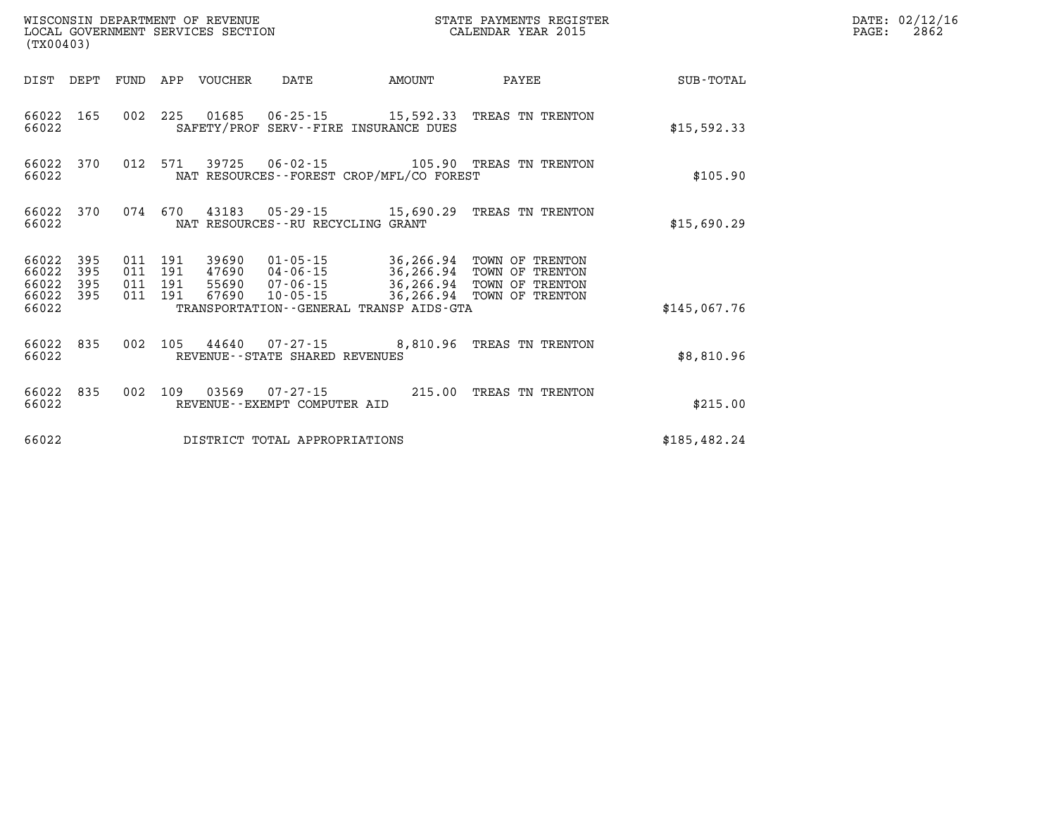WISCONSIN DEPARTMENT OF REVENUE
LOCAL GOVERNMENT SERVICES SECTION
(TX00403)

STATE PAYMENTS REGISTER
CALENDAR YEAR 2015

DATE: 02/12/16
PAGE: 2862

| DIST | DEPT | FUND | APP | VOUCHER | DATE | AMOUNT | PAYEE | SUB-TOTAL |
|---|---|---|---|---|---|---|---|---|
| 66022 | 165 | 002 | 225 | 01685 | 06-25-15 | 15,592.33 | TREAS TN TRENTON | |
| 66022 | | | | SAFETY/PROF SERV--FIRE INSURANCE DUES | | | | $15,592.33 |
| 66022 | 370 | 012 | 571 | 39725 | 06-02-15 | 105.90 | TREAS TN TRENTON | |
| 66022 | | | | NAT RESOURCES--FOREST CROP/MFL/CO FOREST | | | | $105.90 |
| 66022 | 370 | 074 | 670 | 43183 | 05-29-15 | 15,690.29 | TREAS TN TRENTON | |
| 66022 | | | | NAT RESOURCES--RU RECYCLING GRANT | | | | $15,690.29 |
| 66022 | 395 | 011 | 191 | 39690 | 01-05-15 | 36,266.94 | TOWN OF TRENTON | |
| 66022 | 395 | 011 | 191 | 47690 | 04-06-15 | 36,266.94 | TOWN OF TRENTON | |
| 66022 | 395 | 011 | 191 | 55690 | 07-06-15 | 36,266.94 | TOWN OF TRENTON | |
| 66022 | 395 | 011 | 191 | 67690 | 10-05-15 | 36,266.94 | TOWN OF TRENTON | |
| 66022 | | | | TRANSPORTATION--GENERAL TRANSP AIDS-GTA | | | | $145,067.76 |
| 66022 | 835 | 002 | 105 | 44640 | 07-27-15 | 8,810.96 | TREAS TN TRENTON | |
| 66022 | | | | REVENUE--STATE SHARED REVENUES | | | | $8,810.96 |
| 66022 | 835 | 002 | 109 | 03569 | 07-27-15 | 215.00 | TREAS TN TRENTON | |
| 66022 | | | | REVENUE--EXEMPT COMPUTER AID | | | | $215.00 |
| 66022 | | | | DISTRICT TOTAL APPROPRIATIONS | | | | $185,482.24 |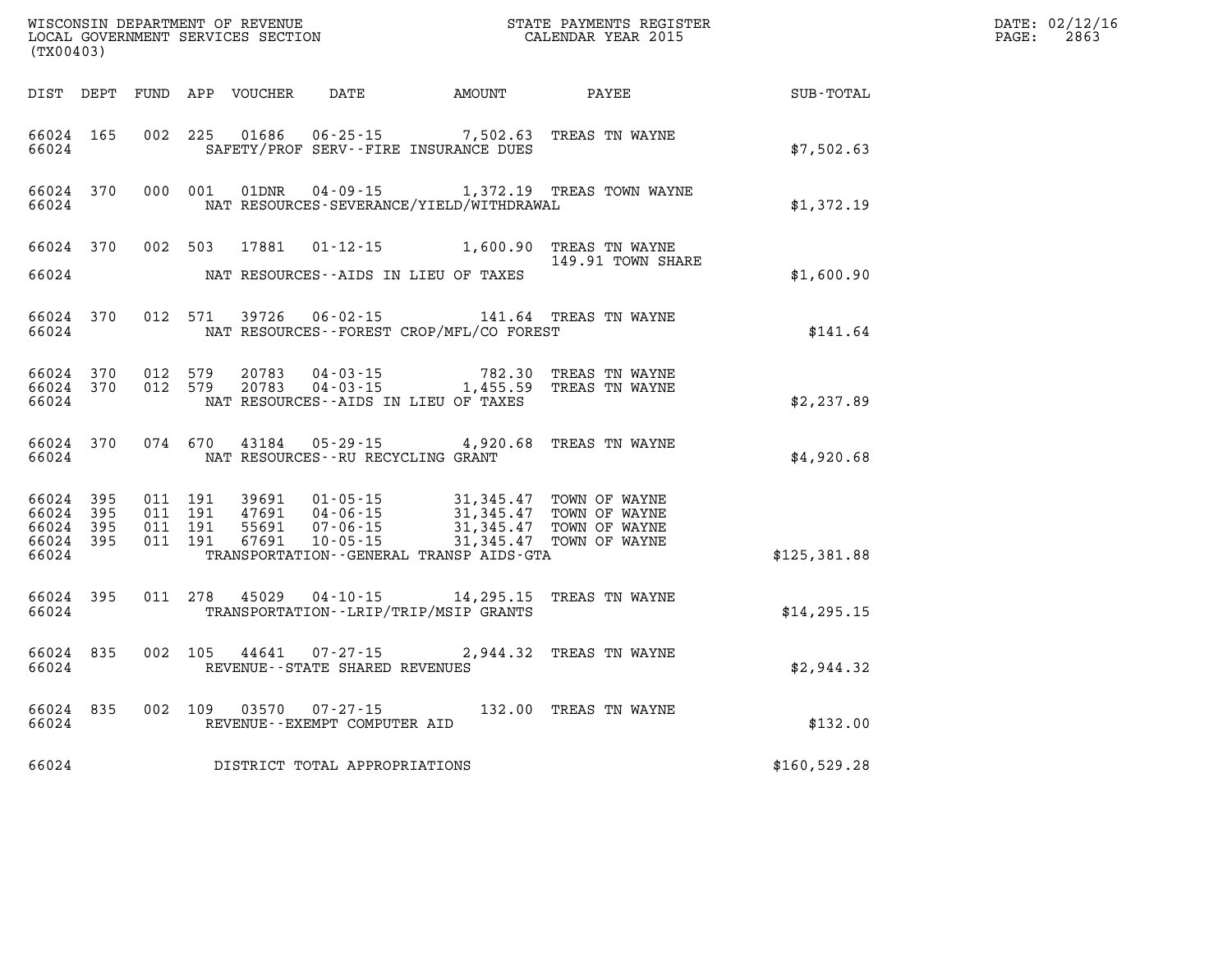WISCONSIN DEPARTMENT OF REVENUE
LOCAL GOVERNMENT SERVICES SECTION
(TX00403)

STATE PAYMENTS REGISTER
CALENDAR YEAR 2015

DATE: 02/12/16

| DIST | DEPT | FUND | APP | VOUCHER | DATE | AMOUNT | PAYEE | SUB-TOTAL |
|---|---|---|---|---|---|---|---|---|
| 66024 | 165 | 002 | 225 | 01686 | 06-25-15 | 7,502.63 | TREAS TN WAYNE | |
| 66024 | | | | SAFETY/PROF SERV--FIRE INSURANCE DUES | | | | $7,502.63 |
| 66024 | 370 | 000 | 001 | 01DNR | 04-09-15 | 1,372.19 | TREAS TOWN WAYNE | |
| 66024 | | | | NAT RESOURCES-SEVERANCE/YIELD/WITHDRAWAL | | | | $1,372.19 |
| 66024 | 370 | 002 | 503 | 17881 | 01-12-15 | 1,600.90 | TREAS TN WAYNE | |
| | | | | | | | 149.91 TOWN SHARE | |
| 66024 | | | | NAT RESOURCES--AIDS IN LIEU OF TAXES | | | | $1,600.90 |
| 66024 | 370 | 012 | 571 | 39726 | 06-02-15 | 141.64 | TREAS TN WAYNE | |
| 66024 | | | | NAT RESOURCES--FOREST CROP/MFL/CO FOREST | | | | $141.64 |
| 66024 | 370 | 012 | 579 | 20783 | 04-03-15 | 782.30 | TREAS TN WAYNE | |
| 66024 | 370 | 012 | 579 | 20783 | 04-03-15 | 1,455.59 | TREAS TN WAYNE | |
| 66024 | | | | NAT RESOURCES--AIDS IN LIEU OF TAXES | | | | $2,237.89 |
| 66024 | 370 | 074 | 670 | 43184 | 05-29-15 | 4,920.68 | TREAS TN WAYNE | |
| 66024 | | | | NAT RESOURCES--RU RECYCLING GRANT | | | | $4,920.68 |
| 66024 | 395 | 011 | 191 | 39691 | 01-05-15 | 31,345.47 | TOWN OF WAYNE | |
| 66024 | 395 | 011 | 191 | 47691 | 04-06-15 | 31,345.47 | TOWN OF WAYNE | |
| 66024 | 395 | 011 | 191 | 55691 | 07-06-15 | 31,345.47 | TOWN OF WAYNE | |
| 66024 | 395 | 011 | 191 | 67691 | 10-05-15 | 31,345.47 | TOWN OF WAYNE | |
| 66024 | | | | TRANSPORTATION--GENERAL TRANSP AIDS-GTA | | | | $125,381.88 |
| 66024 | 395 | 011 | 278 | 45029 | 04-10-15 | 14,295.15 | TREAS TN WAYNE | |
| 66024 | | | | TRANSPORTATION--LRIP/TRIP/MSIP GRANTS | | | | $14,295.15 |
| 66024 | 835 | 002 | 105 | 44641 | 07-27-15 | 2,944.32 | TREAS TN WAYNE | |
| 66024 | | | | REVENUE--STATE SHARED REVENUES | | | | $2,944.32 |
| 66024 | 835 | 002 | 109 | 03570 | 07-27-15 | 132.00 | TREAS TN WAYNE | |
| 66024 | | | | REVENUE--EXEMPT COMPUTER AID | | | | $132.00 |
| 66024 | | | | DISTRICT TOTAL APPROPRIATIONS | | | | $160,529.28 |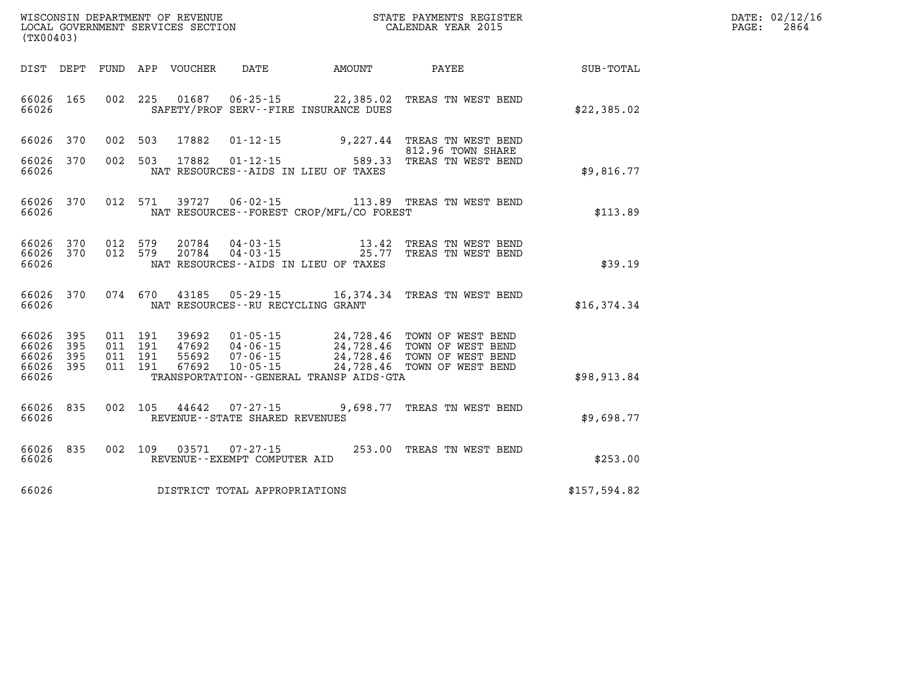WISCONSIN DEPARTMENT OF REVENUE
LOCAL GOVERNMENT SERVICES SECTION
(TX00403)

STATE PAYMENTS REGISTER
CALENDAR YEAR 2015

DATE: 02/12/16
PAGE: 2864

| DIST | DEPT | FUND | APP | VOUCHER | DATE | AMOUNT | PAYEE | SUB-TOTAL |
|---|---|---|---|---|---|---|---|---|
| 66026 | 165 | 002 | 225 | 01687 | 06-25-15 | 22,385.02 | TREAS TN WEST BEND | |
| 66026 | | | | | SAFETY/PROF SERV--FIRE INSURANCE DUES | | | $22,385.02 |
| 66026 | 370 | 002 | 503 | 17882 | 01-12-15 | 9,227.44 | TREAS TN WEST BEND 812.96 TOWN SHARE | |
| 66026 | 370 | 002 | 503 | 17882 | 01-12-15 | 589.33 | TREAS TN WEST BEND | |
| 66026 | | | | | NAT RESOURCES--AIDS IN LIEU OF TAXES | | | $9,816.77 |
| 66026 | 370 | 012 | 571 | 39727 | 06-02-15 | 113.89 | TREAS TN WEST BEND | |
| 66026 | | | | | NAT RESOURCES--FOREST CROP/MFL/CO FOREST | | | $113.89 |
| 66026 | 370 | 012 | 579 | 20784 | 04-03-15 | 13.42 | TREAS TN WEST BEND | |
| 66026 | 370 | 012 | 579 | 20784 | 04-03-15 | 25.77 | TREAS TN WEST BEND | |
| 66026 | | | | | NAT RESOURCES--AIDS IN LIEU OF TAXES | | | $39.19 |
| 66026 | 370 | 074 | 670 | 43185 | 05-29-15 | 16,374.34 | TREAS TN WEST BEND | |
| 66026 | | | | | NAT RESOURCES--RU RECYCLING GRANT | | | $16,374.34 |
| 66026 | 395 | 011 | 191 | 39692 | 01-05-15 | 24,728.46 | TOWN OF WEST BEND | |
| 66026 | 395 | 011 | 191 | 47692 | 04-06-15 | 24,728.46 | TOWN OF WEST BEND | |
| 66026 | 395 | 011 | 191 | 55692 | 07-06-15 | 24,728.46 | TOWN OF WEST BEND | |
| 66026 | 395 | 011 | 191 | 67692 | 10-05-15 | 24,728.46 | TOWN OF WEST BEND | |
| 66026 | | | | | TRANSPORTATION--GENERAL TRANSP AIDS-GTA | | | $98,913.84 |
| 66026 | 835 | 002 | 105 | 44642 | 07-27-15 | 9,698.77 | TREAS TN WEST BEND | |
| 66026 | | | | | REVENUE--STATE SHARED REVENUES | | | $9,698.77 |
| 66026 | 835 | 002 | 109 | 03571 | 07-27-15 | 253.00 | TREAS TN WEST BEND | |
| 66026 | | | | | REVENUE--EXEMPT COMPUTER AID | | | $253.00 |
| 66026 | | | | | DISTRICT TOTAL APPROPRIATIONS | | | $157,594.82 |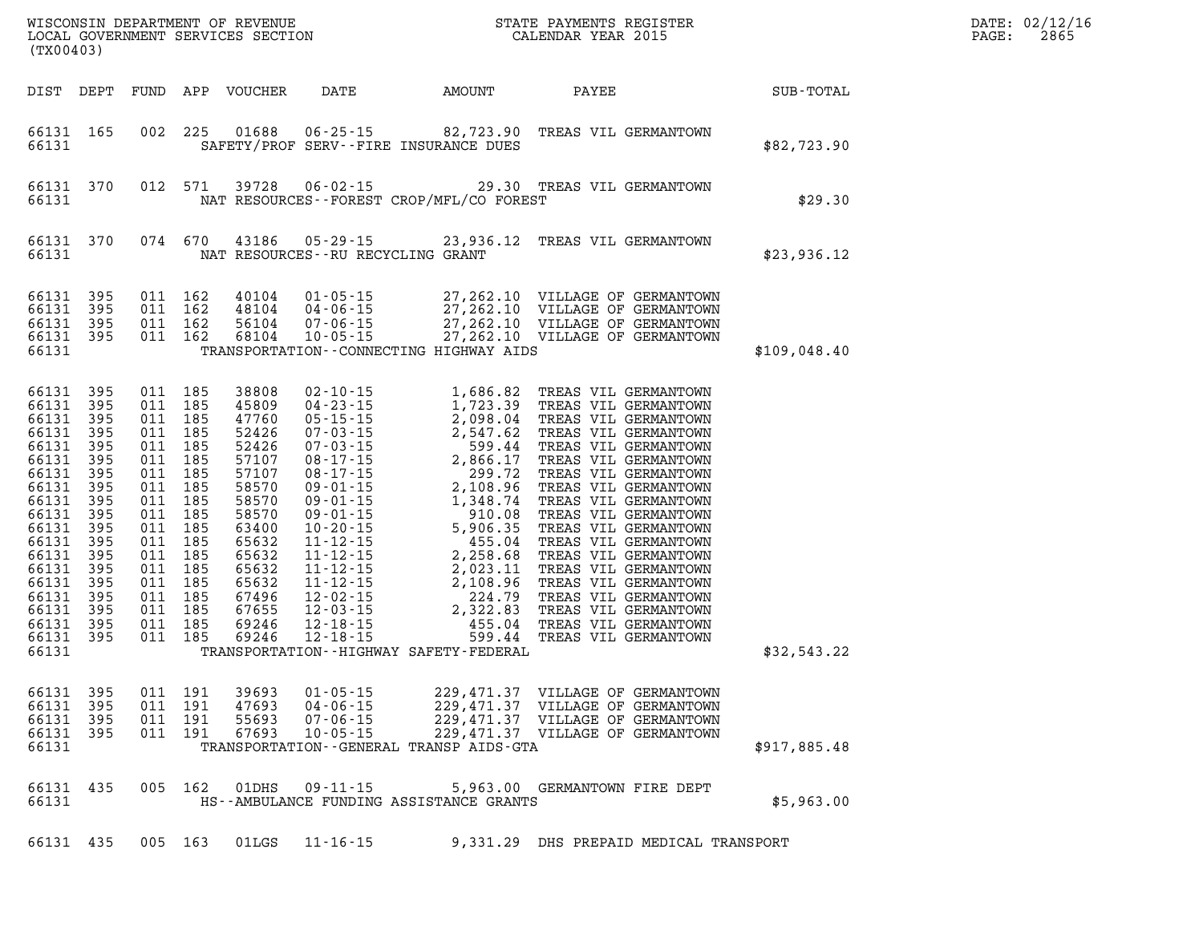WISCONSIN DEPARTMENT OF REVENUE
LOCAL GOVERNMENT SERVICES SECTION
(TX00403)

STATE PAYMENTS REGISTER
CALENDAR YEAR 2015

DATE: 02/12/16

| DIST | DEPT | FUND | APP | VOUCHER | DATE | AMOUNT | PAYEE | SUB-TOTAL |
|---|---|---|---|---|---|---|---|---|
| 66131 | 165 | 002 | 225 | 01688 | 06-25-15 | 82,723.90 | TREAS VIL GERMANTOWN | |
| 66131 | | | | | SAFETY/PROF SERV--FIRE INSURANCE DUES | | | $82,723.90 |
| 66131 | 370 | 012 | 571 | 39728 | 06-02-15 | 29.30 | TREAS VIL GERMANTOWN | |
| 66131 | | | | | NAT RESOURCES--FOREST CROP/MFL/CO FOREST | | | $29.30 |
| 66131 | 370 | 074 | 670 | 43186 | 05-29-15 | 23,936.12 | TREAS VIL GERMANTOWN | |
| 66131 | | | | | NAT RESOURCES--RU RECYCLING GRANT | | | $23,936.12 |
| 66131 | 395 | 011 | 162 | 40104 | 01-05-15 | 27,262.10 | VILLAGE OF GERMANTOWN | |
| 66131 | 395 | 011 | 162 | 48104 | 04-06-15 | 27,262.10 | VILLAGE OF GERMANTOWN | |
| 66131 | 395 | 011 | 162 | 56104 | 07-06-15 | 27,262.10 | VILLAGE OF GERMANTOWN | |
| 66131 | 395 | 011 | 162 | 68104 | 10-05-15 | 27,262.10 | VILLAGE OF GERMANTOWN | |
| 66131 | | | | | TRANSPORTATION--CONNECTING HIGHWAY AIDS | | | $109,048.40 |
| 66131 | 395 | 011 | 185 | 38808 | 02-10-15 | 1,686.82 | TREAS VIL GERMANTOWN | |
| 66131 | 395 | 011 | 185 | 45809 | 04-23-15 | 1,723.39 | TREAS VIL GERMANTOWN | |
| 66131 | 395 | 011 | 185 | 47760 | 05-15-15 | 2,098.04 | TREAS VIL GERMANTOWN | |
| 66131 | 395 | 011 | 185 | 52426 | 07-03-15 | 2,547.62 | TREAS VIL GERMANTOWN | |
| 66131 | 395 | 011 | 185 | 52426 | 07-03-15 | 599.44 | TREAS VIL GERMANTOWN | |
| 66131 | 395 | 011 | 185 | 57107 | 08-17-15 | 2,866.17 | TREAS VIL GERMANTOWN | |
| 66131 | 395 | 011 | 185 | 57107 | 08-17-15 | 299.72 | TREAS VIL GERMANTOWN | |
| 66131 | 395 | 011 | 185 | 58570 | 09-01-15 | 2,108.96 | TREAS VIL GERMANTOWN | |
| 66131 | 395 | 011 | 185 | 58570 | 09-01-15 | 1,348.74 | TREAS VIL GERMANTOWN | |
| 66131 | 395 | 011 | 185 | 58570 | 09-01-15 | 910.08 | TREAS VIL GERMANTOWN | |
| 66131 | 395 | 011 | 185 | 63400 | 10-20-15 | 5,906.35 | TREAS VIL GERMANTOWN | |
| 66131 | 395 | 011 | 185 | 65632 | 11-12-15 | 455.04 | TREAS VIL GERMANTOWN | |
| 66131 | 395 | 011 | 185 | 65632 | 11-12-15 | 2,258.68 | TREAS VIL GERMANTOWN | |
| 66131 | 395 | 011 | 185 | 65632 | 11-12-15 | 2,023.11 | TREAS VIL GERMANTOWN | |
| 66131 | 395 | 011 | 185 | 65632 | 11-12-15 | 2,108.96 | TREAS VIL GERMANTOWN | |
| 66131 | 395 | 011 | 185 | 67496 | 12-02-15 | 224.79 | TREAS VIL GERMANTOWN | |
| 66131 | 395 | 011 | 185 | 67655 | 12-03-15 | 2,322.83 | TREAS VIL GERMANTOWN | |
| 66131 | 395 | 011 | 185 | 69246 | 12-18-15 | 455.04 | TREAS VIL GERMANTOWN | |
| 66131 | 395 | 011 | 185 | 69246 | 12-18-15 | 599.44 | TREAS VIL GERMANTOWN | |
| 66131 | | | | | TRANSPORTATION--HIGHWAY SAFETY-FEDERAL | | | $32,543.22 |
| 66131 | 395 | 011 | 191 | 39693 | 01-05-15 | 229,471.37 | VILLAGE OF GERMANTOWN | |
| 66131 | 395 | 011 | 191 | 47693 | 04-06-15 | 229,471.37 | VILLAGE OF GERMANTOWN | |
| 66131 | 395 | 011 | 191 | 55693 | 07-06-15 | 229,471.37 | VILLAGE OF GERMANTOWN | |
| 66131 | 395 | 011 | 191 | 67693 | 10-05-15 | 229,471.37 | VILLAGE OF GERMANTOWN | |
| 66131 | | | | | TRANSPORTATION--GENERAL TRANSP AIDS-GTA | | | $917,885.48 |
| 66131 | 435 | 005 | 162 | 01DHS | 09-11-15 | 5,963.00 | GERMANTOWN FIRE DEPT | |
| 66131 | | | | | HS--AMBULANCE FUNDING ASSISTANCE GRANTS | | | $5,963.00 |
| 66131 | 435 | 005 | 163 | 01LGS | 11-16-15 | 9,331.29 | DHS PREPAID MEDICAL TRANSPORT | |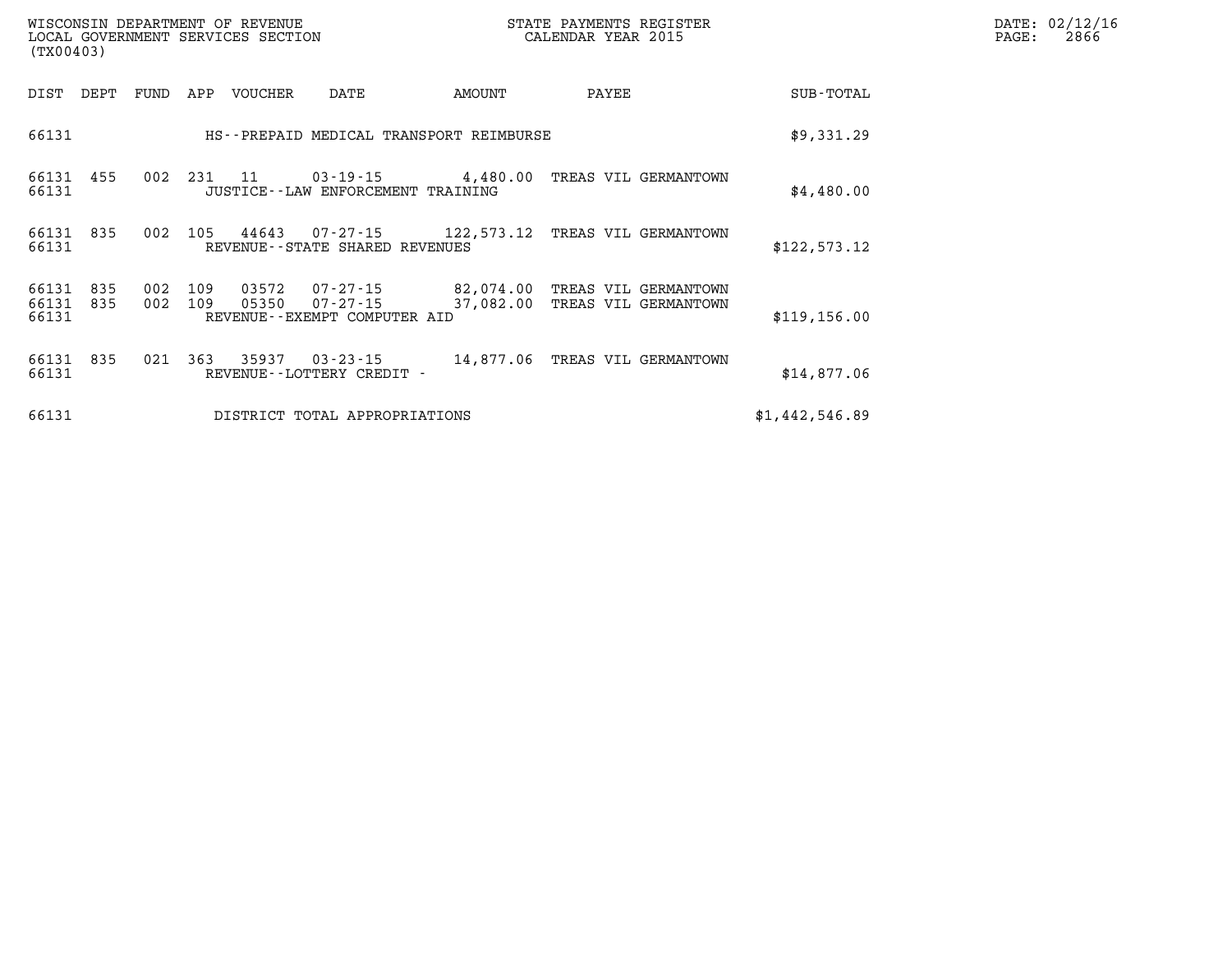| DIST | DEPT | FUND | APP | VOUCHER | DATE | AMOUNT | PAYEE | SUB-TOTAL |
|---|---|---|---|---|---|---|---|---|
| 66131 | | | | HS--PREPAID MEDICAL TRANSPORT REIMBURSE | | | | $9,331.29 |
| 66131 | 455 | 002 | 231 | 11 | 03-19-15 | 4,480.00 | TREAS VIL GERMANTOWN | |
| 66131 | | | | JUSTICE--LAW ENFORCEMENT TRAINING | | | | $4,480.00 |
| 66131 | 835 | 002 | 105 | 44643 | 07-27-15 | 122,573.12 | TREAS VIL GERMANTOWN | |
| 66131 | | | | REVENUE--STATE SHARED REVENUES | | | | $122,573.12 |
| 66131 | 835 | 002 | 109 | 03572 | 07-27-15 | 82,074.00 | TREAS VIL GERMANTOWN | |
| 66131 | 835 | 002 | 109 | 05350 | 07-27-15 | 37,082.00 | TREAS VIL GERMANTOWN | |
| 66131 | | | | REVENUE--EXEMPT COMPUTER AID | | | | $119,156.00 |
| 66131 | 835 | 021 | 363 | 35937 | 03-23-15 | 14,877.06 | TREAS VIL GERMANTOWN | |
| 66131 | | | | REVENUE--LOTTERY CREDIT - | | | | $14,877.06 |
| 66131 | | | | DISTRICT TOTAL APPROPRIATIONS | | | | $1,442,546.89 |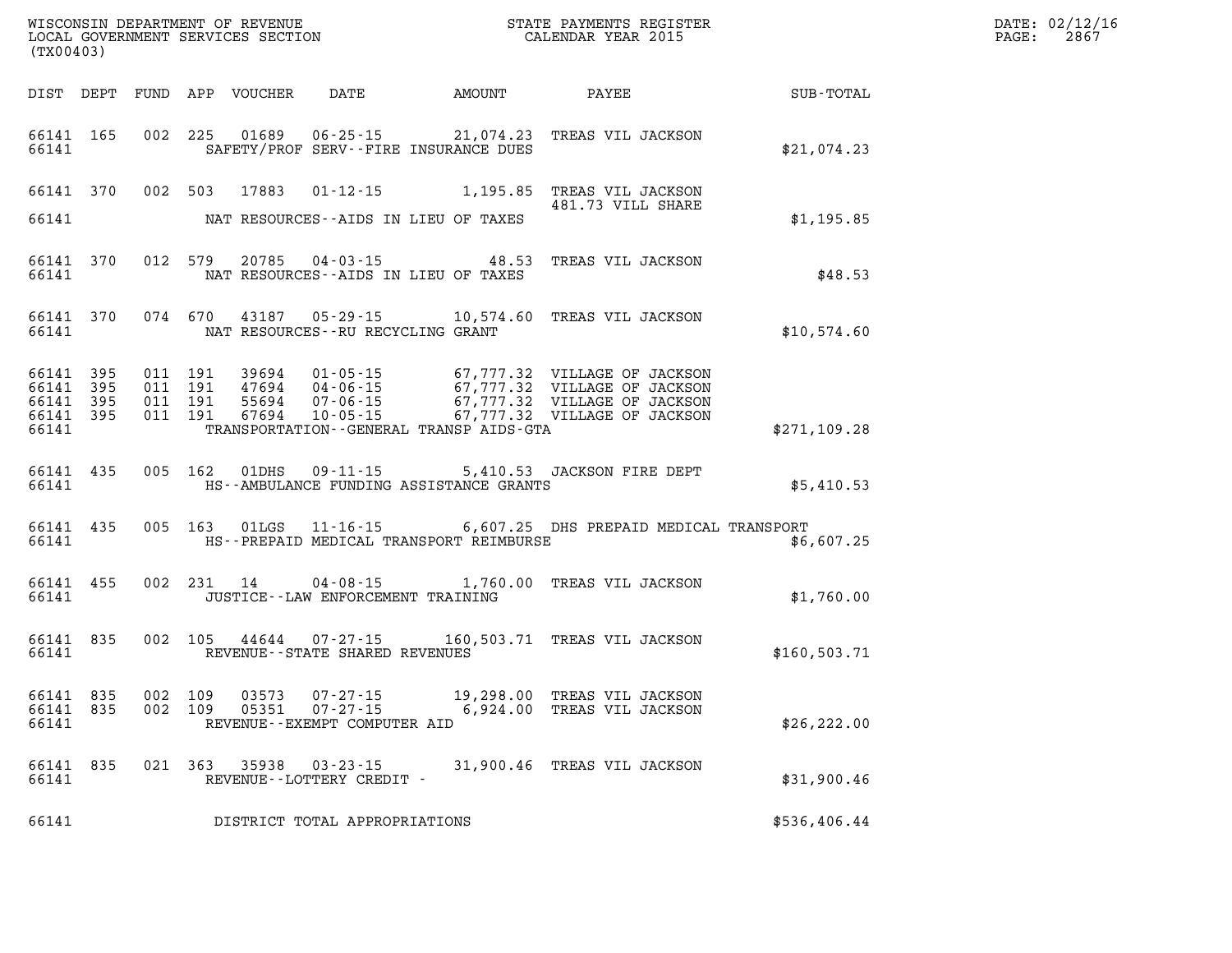WISCONSIN DEPARTMENT OF REVENUE
LOCAL GOVERNMENT SERVICES SECTION
(TX00403)

STATE PAYMENTS REGISTER
CALENDAR YEAR 2015

DATE: 02/12/16
PAGE: 2867

| DIST | DEPT | FUND | APP | VOUCHER | DATE | AMOUNT | PAYEE | SUB-TOTAL |
|---|---|---|---|---|---|---|---|---|
| 66141 | 165 | 002 | 225 | 01689 | 06-25-15 | 21,074.23 | TREAS VIL JACKSON | |
| 66141 | | | | SAFETY/PROF SERV--FIRE INSURANCE DUES | | | | $21,074.23 |
| 66141 | 370 | 002 | 503 | 17883 | 01-12-15 | 1,195.85 | TREAS VIL JACKSON 481.73 VILL SHARE | |
| 66141 | | | | NAT RESOURCES--AIDS IN LIEU OF TAXES | | | | $1,195.85 |
| 66141 | 370 | 012 | 579 | 20785 | 04-03-15 | 48.53 | TREAS VIL JACKSON | |
| 66141 | | | | NAT RESOURCES--AIDS IN LIEU OF TAXES | | | | $48.53 |
| 66141 | 370 | 074 | 670 | 43187 | 05-29-15 | 10,574.60 | TREAS VIL JACKSON | |
| 66141 | | | | NAT RESOURCES--RU RECYCLING GRANT | | | | $10,574.60 |
| 66141 | 395 | 011 | 191 | 39694 | 01-05-15 | 67,777.32 | VILLAGE OF JACKSON | |
| 66141 | 395 | 011 | 191 | 47694 | 04-06-15 | 67,777.32 | VILLAGE OF JACKSON | |
| 66141 | 395 | 011 | 191 | 55694 | 07-06-15 | 67,777.32 | VILLAGE OF JACKSON | |
| 66141 | 395 | 011 | 191 | 67694 | 10-05-15 | 67,777.32 | VILLAGE OF JACKSON | |
| 66141 | | | | TRANSPORTATION--GENERAL TRANSP AIDS-GTA | | | | $271,109.28 |
| 66141 | 435 | 005 | 162 | 01DHS | 09-11-15 | 5,410.53 | JACKSON FIRE DEPT | |
| 66141 | | | | HS--AMBULANCE FUNDING ASSISTANCE GRANTS | | | | $5,410.53 |
| 66141 | 435 | 005 | 163 | 01LGS | 11-16-15 | 6,607.25 | DHS PREPAID MEDICAL TRANSPORT | |
| 66141 | | | | HS--PREPAID MEDICAL TRANSPORT REIMBURSE | | | | $6,607.25 |
| 66141 | 455 | 002 | 231 | 14 | 04-08-15 | 1,760.00 | TREAS VIL JACKSON | |
| 66141 | | | | JUSTICE--LAW ENFORCEMENT TRAINING | | | | $1,760.00 |
| 66141 | 835 | 002 | 105 | 44644 | 07-27-15 | 160,503.71 | TREAS VIL JACKSON | |
| 66141 | | | | REVENUE--STATE SHARED REVENUES | | | | $160,503.71 |
| 66141 | 835 | 002 | 109 | 03573 | 07-27-15 | 19,298.00 | TREAS VIL JACKSON | |
| 66141 | 835 | 002 | 109 | 05351 | 07-27-15 | 6,924.00 | TREAS VIL JACKSON | |
| 66141 | | | | REVENUE--EXEMPT COMPUTER AID | | | | $26,222.00 |
| 66141 | 835 | 021 | 363 | 35938 | 03-23-15 | 31,900.46 | TREAS VIL JACKSON | |
| 66141 | | | | REVENUE--LOTTERY CREDIT - | | | | $31,900.46 |
| 66141 | | | | DISTRICT TOTAL APPROPRIATIONS | | | | $536,406.44 |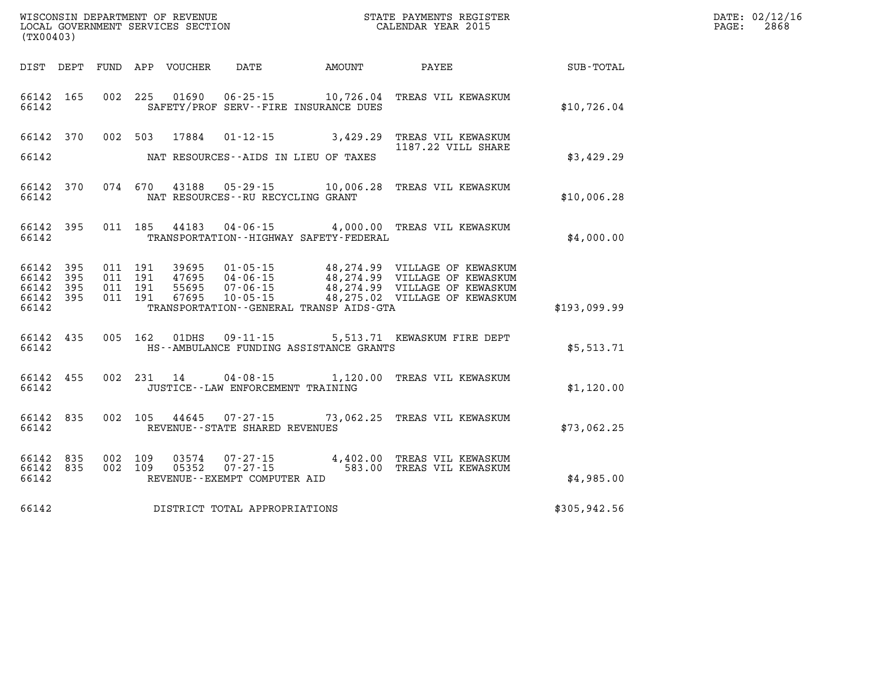WISCONSIN DEPARTMENT OF REVENUE
LOCAL GOVERNMENT SERVICES SECTION
(TX00403)

STATE PAYMENTS REGISTER
CALENDAR YEAR 2015

DATE: 02/12/16
PAGE: 2868

| DIST | DEPT | FUND | APP | VOUCHER | DATE | AMOUNT | PAYEE | SUB-TOTAL |
|---|---|---|---|---|---|---|---|---|
| 66142 | 165 | 002 | 225 | 01690 | 06-25-15 | 10,726.04 | TREAS VIL KEWASKUM | |
| 66142 | | | | SAFETY/PROF SERV--FIRE INSURANCE DUES | | | | $10,726.04 |
| 66142 | 370 | 002 | 503 | 17884 | 01-12-15 | 3,429.29 | TREAS VIL KEWASKUM<br>1187.22 VILL SHARE | |
| 66142 | | | | NAT RESOURCES--AIDS IN LIEU OF TAXES | | | | $3,429.29 |
| 66142 | 370 | 074 | 670 | 43188 | 05-29-15 | 10,006.28 | TREAS VIL KEWASKUM | |
| 66142 | | | | NAT RESOURCES--RU RECYCLING GRANT | | | | $10,006.28 |
| 66142 | 395 | 011 | 185 | 44183 | 04-06-15 | 4,000.00 | TREAS VIL KEWASKUM | |
| 66142 | | | | TRANSPORTATION--HIGHWAY SAFETY-FEDERAL | | | | $4,000.00 |
| 66142 | 395 | 011 | 191 | 39695 | 01-05-15 | 48,274.99 | VILLAGE OF KEWASKUM | |
| 66142 | 395 | 011 | 191 | 47695 | 04-06-15 | 48,274.99 | VILLAGE OF KEWASKUM | |
| 66142 | 395 | 011 | 191 | 55695 | 07-06-15 | 48,274.99 | VILLAGE OF KEWASKUM | |
| 66142 | 395 | 011 | 191 | 67695 | 10-05-15 | 48,275.02 | VILLAGE OF KEWASKUM | |
| 66142 | | | | TRANSPORTATION--GENERAL TRANSP AIDS-GTA | | | | $193,099.99 |
| 66142 | 435 | 005 | 162 | 01DHS | 09-11-15 | 5,513.71 | KEWASKUM FIRE DEPT | |
| 66142 | | | | HS--AMBULANCE FUNDING ASSISTANCE GRANTS | | | | $5,513.71 |
| 66142 | 455 | 002 | 231 | 14 | 04-08-15 | 1,120.00 | TREAS VIL KEWASKUM | |
| 66142 | | | | JUSTICE--LAW ENFORCEMENT TRAINING | | | | $1,120.00 |
| 66142 | 835 | 002 | 105 | 44645 | 07-27-15 | 73,062.25 | TREAS VIL KEWASKUM | |
| 66142 | | | | REVENUE--STATE SHARED REVENUES | | | | $73,062.25 |
| 66142 | 835 | 002 | 109 | 03574 | 07-27-15 | 4,402.00 | TREAS VIL KEWASKUM | |
| 66142 | 835 | 002 | 109 | 05352 | 07-27-15 | 583.00 | TREAS VIL KEWASKUM | |
| 66142 | | | | REVENUE--EXEMPT COMPUTER AID | | | | $4,985.00 |
| 66142 | | | | DISTRICT TOTAL APPROPRIATIONS | | | | $305,942.56 |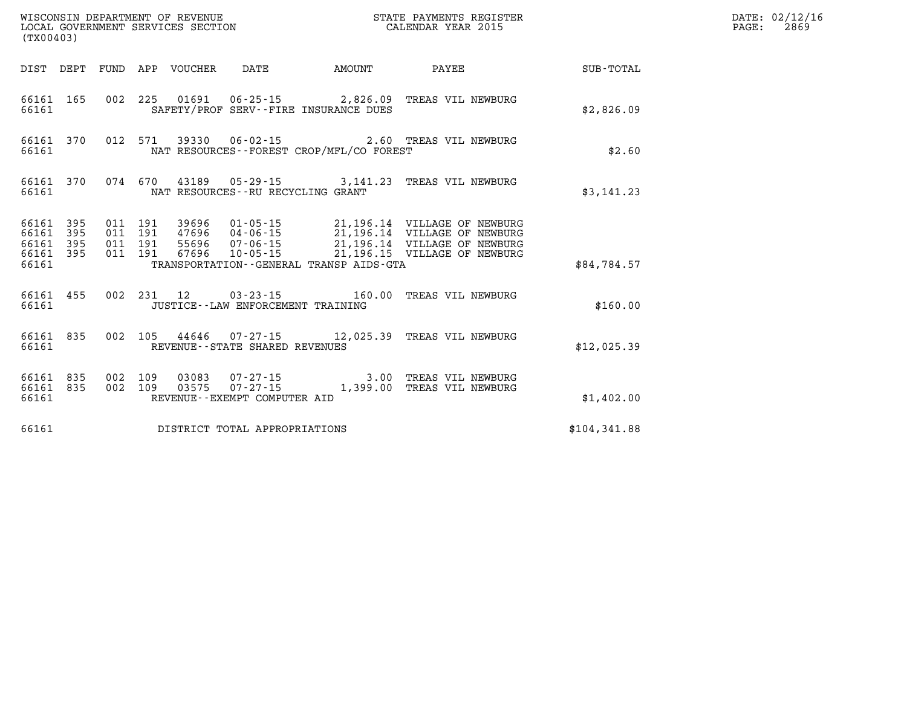WISCONSIN DEPARTMENT OF REVENUE
LOCAL GOVERNMENT SERVICES SECTION
(TX00403)

STATE PAYMENTS REGISTER
CALENDAR YEAR 2015

DATE: 02/12/16
PAGE: 2869

| DIST | DEPT | FUND | APP | VOUCHER | DATE | AMOUNT | PAYEE | SUB-TOTAL |
|---|---|---|---|---|---|---|---|---|
| 66161 | 165 | 002 | 225 | 01691 | 06-25-15 | 2,826.09 | TREAS VIL NEWBURG | |
| 66161 | | | | SAFETY/PROF SERV--FIRE INSURANCE DUES | | | | $2,826.09 |
| 66161 | 370 | 012 | 571 | 39330 | 06-02-15 | 2.60 | TREAS VIL NEWBURG | |
| 66161 | | | | NAT RESOURCES--FOREST CROP/MFL/CO FOREST | | | | $2.60 |
| 66161 | 370 | 074 | 670 | 43189 | 05-29-15 | 3,141.23 | TREAS VIL NEWBURG | |
| 66161 | | | | NAT RESOURCES--RU RECYCLING GRANT | | | | $3,141.23 |
| 66161 | 395 | 011 | 191 | 39696 | 01-05-15 | 21,196.14 | VILLAGE OF NEWBURG | |
| 66161 | 395 | 011 | 191 | 47696 | 04-06-15 | 21,196.14 | VILLAGE OF NEWBURG | |
| 66161 | 395 | 011 | 191 | 55696 | 07-06-15 | 21,196.14 | VILLAGE OF NEWBURG | |
| 66161 | 395 | 011 | 191 | 67696 | 10-05-15 | 21,196.15 | VILLAGE OF NEWBURG | |
| 66161 | | | | TRANSPORTATION--GENERAL TRANSP AIDS-GTA | | | | $84,784.57 |
| 66161 | 455 | 002 | 231 | 12 | 03-23-15 | 160.00 | TREAS VIL NEWBURG | |
| 66161 | | | | JUSTICE--LAW ENFORCEMENT TRAINING | | | | $160.00 |
| 66161 | 835 | 002 | 105 | 44646 | 07-27-15 | 12,025.39 | TREAS VIL NEWBURG | |
| 66161 | | | | REVENUE--STATE SHARED REVENUES | | | | $12,025.39 |
| 66161 | 835 | 002 | 109 | 03083 | 07-27-15 | 3.00 | TREAS VIL NEWBURG | |
| 66161 | 835 | 002 | 109 | 03575 | 07-27-15 | 1,399.00 | TREAS VIL NEWBURG | |
| 66161 | | | | REVENUE--EXEMPT COMPUTER AID | | | | $1,402.00 |
| 66161 | | | | DISTRICT TOTAL APPROPRIATIONS | | | | $104,341.88 |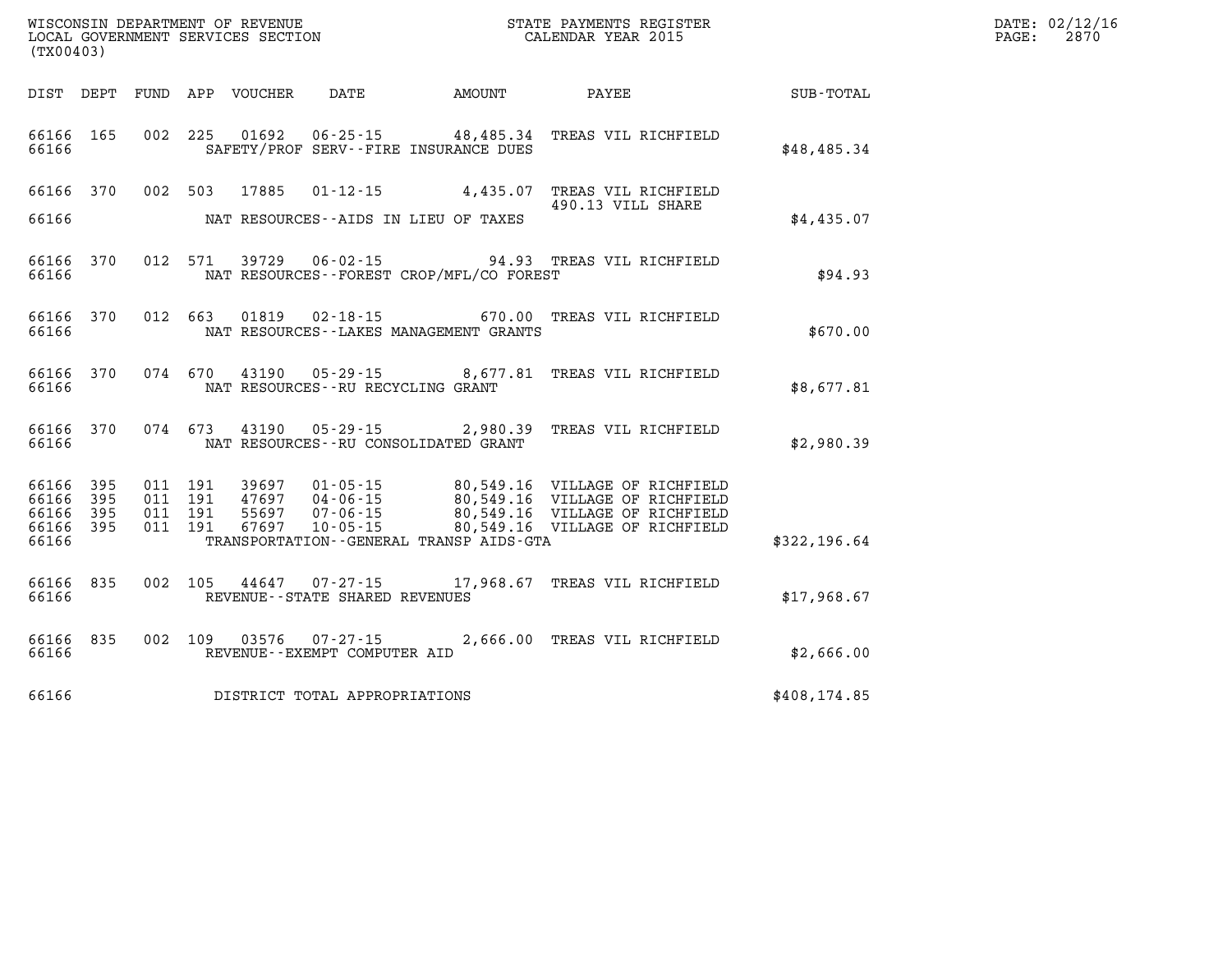WISCONSIN DEPARTMENT OF REVENUE
LOCAL GOVERNMENT SERVICES SECTION
(TX00403)

STATE PAYMENTS REGISTER
CALENDAR YEAR 2015

DATE: 02/12/16

| DIST | DEPT | FUND | APP | VOUCHER | DATE | AMOUNT | PAYEE | SUB-TOTAL |
|---|---|---|---|---|---|---|---|---|
| 66166 | 165 | 002 | 225 | 01692 | 06-25-15 | 48,485.34 | TREAS VIL RICHFIELD | |
| 66166 | | | | SAFETY/PROF SERV--FIRE INSURANCE DUES | | | | $48,485.34 |
| 66166 | 370 | 002 | 503 | 17885 | 01-12-15 | 4,435.07 | TREAS VIL RICHFIELD 490.13 VILL SHARE | |
| 66166 | | | | NAT RESOURCES--AIDS IN LIEU OF TAXES | | | | $4,435.07 |
| 66166 | 370 | 012 | 571 | 39729 | 06-02-15 | 94.93 | TREAS VIL RICHFIELD | |
| 66166 | | | | NAT RESOURCES--FOREST CROP/MFL/CO FOREST | | | | $94.93 |
| 66166 | 370 | 012 | 663 | 01819 | 02-18-15 | 670.00 | TREAS VIL RICHFIELD | |
| 66166 | | | | NAT RESOURCES--LAKES MANAGEMENT GRANTS | | | | $670.00 |
| 66166 | 370 | 074 | 670 | 43190 | 05-29-15 | 8,677.81 | TREAS VIL RICHFIELD | |
| 66166 | | | | NAT RESOURCES--RU RECYCLING GRANT | | | | $8,677.81 |
| 66166 | 370 | 074 | 673 | 43190 | 05-29-15 | 2,980.39 | TREAS VIL RICHFIELD | |
| 66166 | | | | NAT RESOURCES--RU CONSOLIDATED GRANT | | | | $2,980.39 |
| 66166 | 395 | 011 | 191 | 39697 | 01-05-15 | 80,549.16 | VILLAGE OF RICHFIELD | |
| 66166 | 395 | 011 | 191 | 47697 | 04-06-15 | 80,549.16 | VILLAGE OF RICHFIELD | |
| 66166 | 395 | 011 | 191 | 55697 | 07-06-15 | 80,549.16 | VILLAGE OF RICHFIELD | |
| 66166 | 395 | 011 | 191 | 67697 | 10-05-15 | 80,549.16 | VILLAGE OF RICHFIELD | |
| 66166 | | | | TRANSPORTATION--GENERAL TRANSP AIDS-GTA | | | | $322,196.64 |
| 66166 | 835 | 002 | 105 | 44647 | 07-27-15 | 17,968.67 | TREAS VIL RICHFIELD | |
| 66166 | | | | REVENUE--STATE SHARED REVENUES | | | | $17,968.67 |
| 66166 | 835 | 002 | 109 | 03576 | 07-27-15 | 2,666.00 | TREAS VIL RICHFIELD | |
| 66166 | | | | REVENUE--EXEMPT COMPUTER AID | | | | $2,666.00 |
| 66166 | | | | DISTRICT TOTAL APPROPRIATIONS | | | | $408,174.85 |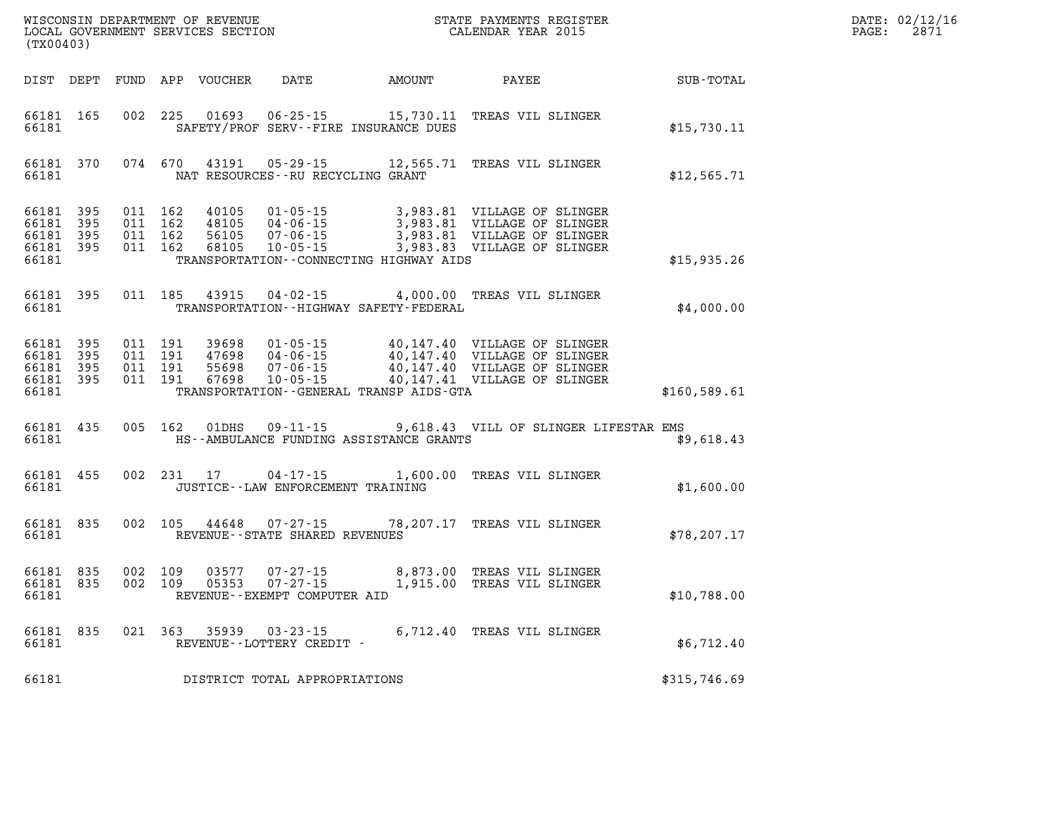WISCONSIN DEPARTMENT OF REVENUE
LOCAL GOVERNMENT SERVICES SECTION
(TX00403)

STATE PAYMENTS REGISTER
CALENDAR YEAR 2015

DATE: 02/12/16
PAGE: 2871

| DIST | DEPT | FUND | APP | VOUCHER | DATE | AMOUNT | PAYEE | SUB-TOTAL |
|---|---|---|---|---|---|---|---|---|
| 66181 | 165 | 002 | 225 | 01693 | 06-25-15 | 15,730.11 | TREAS VIL SLINGER | |
| 66181 | | | | | SAFETY/PROF SERV--FIRE INSURANCE DUES | | | $15,730.11 |
| 66181 | 370 | 074 | 670 | 43191 | 05-29-15 | 12,565.71 | TREAS VIL SLINGER | |
| 66181 | | | | | NAT RESOURCES--RU RECYCLING GRANT | | | $12,565.71 |
| 66181 | 395 | 011 | 162 | 40105 | 01-05-15 | 3,983.81 | VILLAGE OF SLINGER | |
| 66181 | 395 | 011 | 162 | 48105 | 04-06-15 | 3,983.81 | VILLAGE OF SLINGER | |
| 66181 | 395 | 011 | 162 | 56105 | 07-06-15 | 3,983.81 | VILLAGE OF SLINGER | |
| 66181 | 395 | 011 | 162 | 68105 | 10-05-15 | 3,983.83 | VILLAGE OF SLINGER | |
| 66181 | | | | | TRANSPORTATION--CONNECTING HIGHWAY AIDS | | | $15,935.26 |
| 66181 | 395 | 011 | 185 | 43915 | 04-02-15 | 4,000.00 | TREAS VIL SLINGER | |
| 66181 | | | | | TRANSPORTATION--HIGHWAY SAFETY-FEDERAL | | | $4,000.00 |
| 66181 | 395 | 011 | 191 | 39698 | 01-05-15 | 40,147.40 | VILLAGE OF SLINGER | |
| 66181 | 395 | 011 | 191 | 47698 | 04-06-15 | 40,147.40 | VILLAGE OF SLINGER | |
| 66181 | 395 | 011 | 191 | 55698 | 07-06-15 | 40,147.40 | VILLAGE OF SLINGER | |
| 66181 | 395 | 011 | 191 | 67698 | 10-05-15 | 40,147.41 | VILLAGE OF SLINGER | |
| 66181 | | | | | TRANSPORTATION--GENERAL TRANSP AIDS-GTA | | | $160,589.61 |
| 66181 | 435 | 005 | 162 | 01DHS | 09-11-15 | 9,618.43 | VILL OF SLINGER LIFESTAR EMS | |
| 66181 | | | | | HS--AMBULANCE FUNDING ASSISTANCE GRANTS | | | $9,618.43 |
| 66181 | 455 | 002 | 231 | 17 | 04-17-15 | 1,600.00 | TREAS VIL SLINGER | |
| 66181 | | | | | JUSTICE--LAW ENFORCEMENT TRAINING | | | $1,600.00 |
| 66181 | 835 | 002 | 105 | 44648 | 07-27-15 | 78,207.17 | TREAS VIL SLINGER | |
| 66181 | | | | | REVENUE--STATE SHARED REVENUES | | | $78,207.17 |
| 66181 | 835 | 002 | 109 | 03577 | 07-27-15 | 8,873.00 | TREAS VIL SLINGER | |
| 66181 | 835 | 002 | 109 | 05353 | 07-27-15 | 1,915.00 | TREAS VIL SLINGER | |
| 66181 | | | | | REVENUE--EXEMPT COMPUTER AID | | | $10,788.00 |
| 66181 | 835 | 021 | 363 | 35939 | 03-23-15 | 6,712.40 | TREAS VIL SLINGER | |
| 66181 | | | | | REVENUE--LOTTERY CREDIT - | | | $6,712.40 |
| 66181 | | | | | DISTRICT TOTAL APPROPRIATIONS | | | $315,746.69 |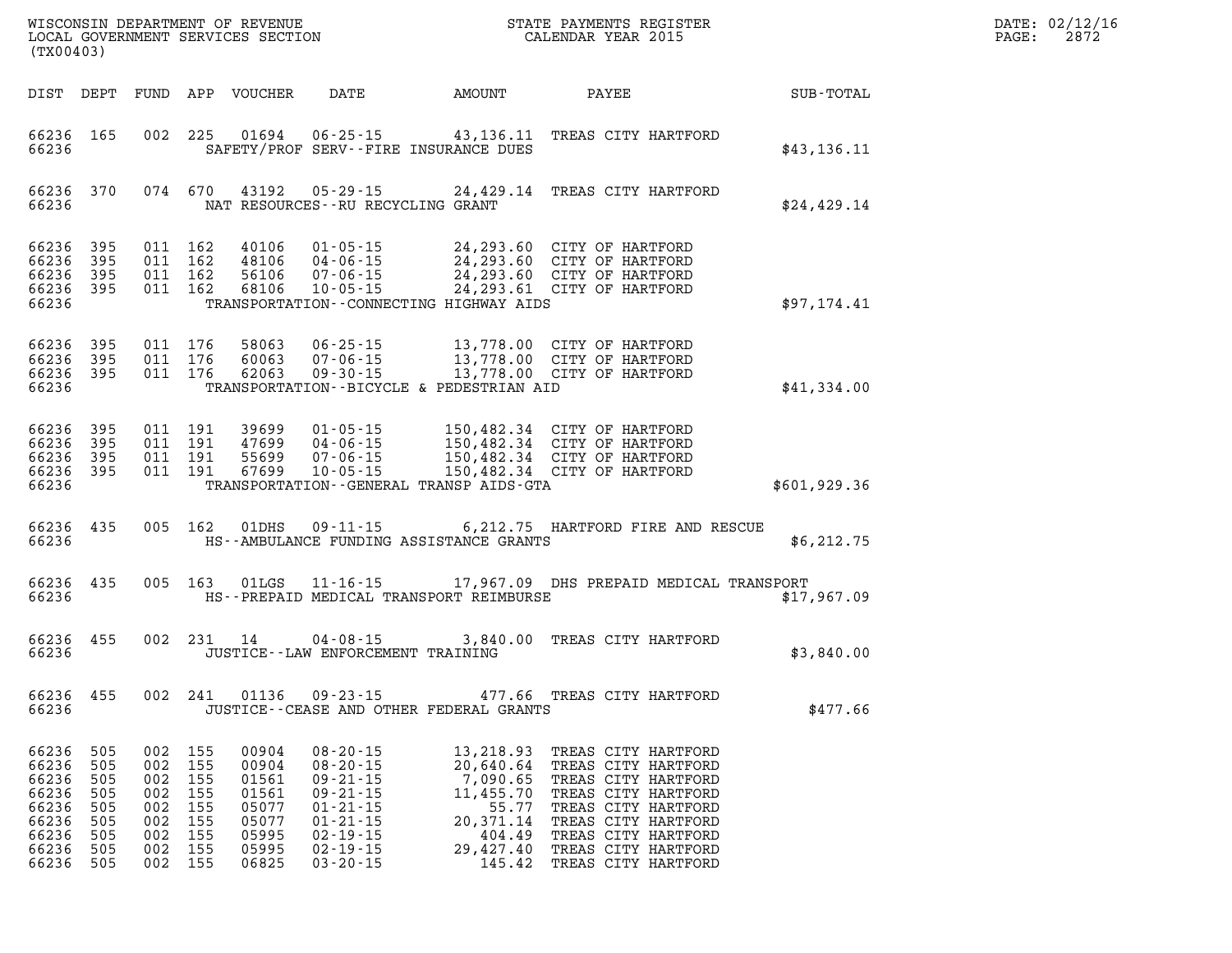WISCONSIN DEPARTMENT OF REVENUE
LOCAL GOVERNMENT SERVICES SECTION
(TX00403)

STATE PAYMENTS REGISTER
CALENDAR YEAR 2015

DATE: 02/12/16
PAGE: 2872

| DIST | DEPT | FUND | APP | VOUCHER | DATE | AMOUNT | PAYEE | SUB-TOTAL |
|---|---|---|---|---|---|---|---|---|
| 66236 | 165 | 002 | 225 | 01694 | 06-25-15 | 43,136.11 | TREAS CITY HARTFORD | |
| 66236 | | | | | SAFETY/PROF SERV--FIRE INSURANCE DUES | | | $43,136.11 |
| 66236 | 370 | 074 | 670 | 43192 | 05-29-15 | 24,429.14 | TREAS CITY HARTFORD | |
| 66236 | | | | | NAT RESOURCES--RU RECYCLING GRANT | | | $24,429.14 |
| 66236 | 395 | 011 | 162 | 40106 | 01-05-15 | 24,293.60 | CITY OF HARTFORD | |
| 66236 | 395 | 011 | 162 | 48106 | 04-06-15 | 24,293.60 | CITY OF HARTFORD | |
| 66236 | 395 | 011 | 162 | 56106 | 07-06-15 | 24,293.60 | CITY OF HARTFORD | |
| 66236 | 395 | 011 | 162 | 68106 | 10-05-15 | 24,293.61 | CITY OF HARTFORD | |
| 66236 | | | | | TRANSPORTATION--CONNECTING HIGHWAY AIDS | | | $97,174.41 |
| 66236 | 395 | 011 | 176 | 58063 | 06-25-15 | 13,778.00 | CITY OF HARTFORD | |
| 66236 | 395 | 011 | 176 | 60063 | 07-06-15 | 13,778.00 | CITY OF HARTFORD | |
| 66236 | 395 | 011 | 176 | 62063 | 09-30-15 | 13,778.00 | CITY OF HARTFORD | |
| 66236 | | | | | TRANSPORTATION--BICYCLE & PEDESTRIAN AID | | | $41,334.00 |
| 66236 | 395 | 011 | 191 | 39699 | 01-05-15 | 150,482.34 | CITY OF HARTFORD | |
| 66236 | 395 | 011 | 191 | 47699 | 04-06-15 | 150,482.34 | CITY OF HARTFORD | |
| 66236 | 395 | 011 | 191 | 55699 | 07-06-15 | 150,482.34 | CITY OF HARTFORD | |
| 66236 | 395 | 011 | 191 | 67699 | 10-05-15 | 150,482.34 | CITY OF HARTFORD | |
| 66236 | | | | | TRANSPORTATION--GENERAL TRANSP AIDS-GTA | | | $601,929.36 |
| 66236 | 435 | 005 | 162 | 01DHS | 09-11-15 | 6,212.75 | HARTFORD FIRE AND RESCUE | |
| 66236 | | | | | HS--AMBULANCE FUNDING ASSISTANCE GRANTS | | | $6,212.75 |
| 66236 | 435 | 005 | 163 | 01LGS | 11-16-15 | 17,967.09 | DHS PREPAID MEDICAL TRANSPORT | |
| 66236 | | | | | HS--PREPAID MEDICAL TRANSPORT REIMBURSE | | | $17,967.09 |
| 66236 | 455 | 002 | 231 | 14 | 04-08-15 | 3,840.00 | TREAS CITY HARTFORD | |
| 66236 | | | | | JUSTICE--LAW ENFORCEMENT TRAINING | | | $3,840.00 |
| 66236 | 455 | 002 | 241 | 01136 | 09-23-15 | 477.66 | TREAS CITY HARTFORD | |
| 66236 | | | | | JUSTICE--CEASE AND OTHER FEDERAL GRANTS | | | $477.66 |
| 66236 | 505 | 002 | 155 | 00904 | 08-20-15 | 13,218.93 | TREAS CITY HARTFORD | |
| 66236 | 505 | 002 | 155 | 00904 | 08-20-15 | 20,640.64 | TREAS CITY HARTFORD | |
| 66236 | 505 | 002 | 155 | 01561 | 09-21-15 | 7,090.65 | TREAS CITY HARTFORD | |
| 66236 | 505 | 002 | 155 | 01561 | 09-21-15 | 11,455.70 | TREAS CITY HARTFORD | |
| 66236 | 505 | 002 | 155 | 05077 | 01-21-15 | 55.77 | TREAS CITY HARTFORD | |
| 66236 | 505 | 002 | 155 | 05077 | 01-21-15 | 20,371.14 | TREAS CITY HARTFORD | |
| 66236 | 505 | 002 | 155 | 05995 | 02-19-15 | 404.49 | TREAS CITY HARTFORD | |
| 66236 | 505 | 002 | 155 | 05995 | 02-19-15 | 29,427.40 | TREAS CITY HARTFORD | |
| 66236 | 505 | 002 | 155 | 06825 | 03-20-15 | 145.42 | TREAS CITY HARTFORD | |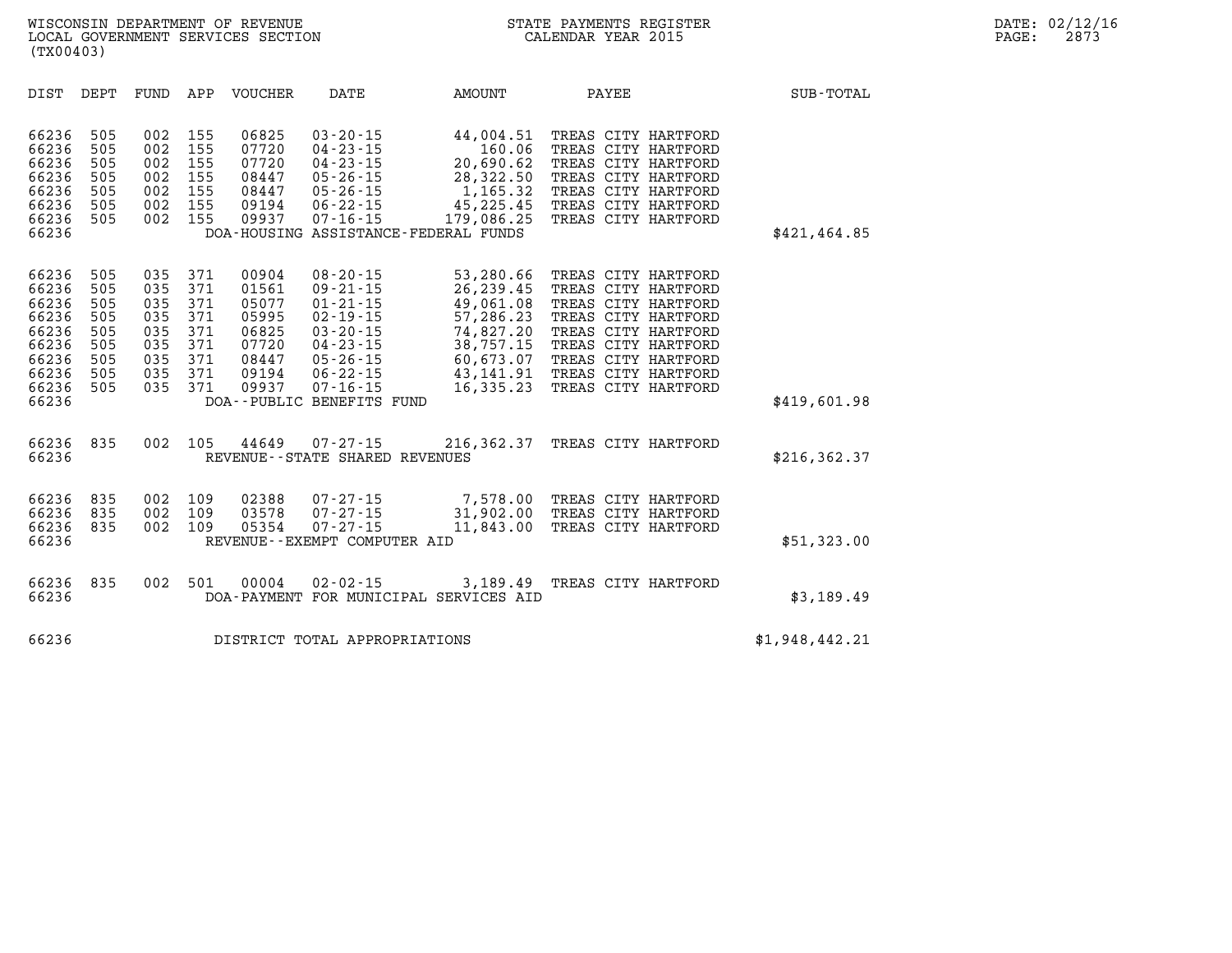WISCONSIN DEPARTMENT OF REVENUE
LOCAL GOVERNMENT SERVICES SECTION
(TX00403)

STATE PAYMENTS REGISTER
CALENDAR YEAR 2015

DATE: 02/12/16

| DIST | DEPT | FUND | APP | VOUCHER | DATE | AMOUNT | PAYEE | SUB-TOTAL |
|---|---|---|---|---|---|---|---|---|
| 66236 | 505 | 002 | 155 | 06825 | 03-20-15 | 44,004.51 | TREAS CITY HARTFORD | |
| 66236 | 505 | 002 | 155 | 07720 | 04-23-15 | 160.06 | TREAS CITY HARTFORD | |
| 66236 | 505 | 002 | 155 | 07720 | 04-23-15 | 20,690.62 | TREAS CITY HARTFORD | |
| 66236 | 505 | 002 | 155 | 08447 | 05-26-15 | 28,322.50 | TREAS CITY HARTFORD | |
| 66236 | 505 | 002 | 155 | 08447 | 05-26-15 | 1,165.32 | TREAS CITY HARTFORD | |
| 66236 | 505 | 002 | 155 | 09194 | 06-22-15 | 45,225.45 | TREAS CITY HARTFORD | |
| 66236 | 505 | 002 | 155 | 09937 | 07-16-15 | 179,086.25 | TREAS CITY HARTFORD | |
| 66236 | | | | | DOA-HOUSING ASSISTANCE-FEDERAL FUNDS | | | $421,464.85 |
| 66236 | 505 | 035 | 371 | 00904 | 08-20-15 | 53,280.66 | TREAS CITY HARTFORD | |
| 66236 | 505 | 035 | 371 | 01561 | 09-21-15 | 26,239.45 | TREAS CITY HARTFORD | |
| 66236 | 505 | 035 | 371 | 05077 | 01-21-15 | 49,061.08 | TREAS CITY HARTFORD | |
| 66236 | 505 | 035 | 371 | 05995 | 02-19-15 | 57,286.23 | TREAS CITY HARTFORD | |
| 66236 | 505 | 035 | 371 | 06825 | 03-20-15 | 74,827.20 | TREAS CITY HARTFORD | |
| 66236 | 505 | 035 | 371 | 07720 | 04-23-15 | 38,757.15 | TREAS CITY HARTFORD | |
| 66236 | 505 | 035 | 371 | 08447 | 05-26-15 | 60,673.07 | TREAS CITY HARTFORD | |
| 66236 | 505 | 035 | 371 | 09194 | 06-22-15 | 43,141.91 | TREAS CITY HARTFORD | |
| 66236 | 505 | 035 | 371 | 09937 | 07-16-15 | 16,335.23 | TREAS CITY HARTFORD | |
| 66236 | | | | | DOA--PUBLIC BENEFITS FUND | | | $419,601.98 |
| 66236 | 835 | 002 | 105 | 44649 | 07-27-15 | 216,362.37 | TREAS CITY HARTFORD | |
| 66236 | | | | | REVENUE--STATE SHARED REVENUES | | | $216,362.37 |
| 66236 | 835 | 002 | 109 | 02388 | 07-27-15 | 7,578.00 | TREAS CITY HARTFORD | |
| 66236 | 835 | 002 | 109 | 03578 | 07-27-15 | 31,902.00 | TREAS CITY HARTFORD | |
| 66236 | 835 | 002 | 109 | 05354 | 07-27-15 | 11,843.00 | TREAS CITY HARTFORD | |
| 66236 | | | | | REVENUE--EXEMPT COMPUTER AID | | | $51,323.00 |
| 66236 | 835 | 002 | 501 | 00004 | 02-02-15 | 3,189.49 | TREAS CITY HARTFORD | |
| 66236 | | | | | DOA-PAYMENT FOR MUNICIPAL SERVICES AID | | | $3,189.49 |
| 66236 | | | | | DISTRICT TOTAL APPROPRIATIONS | | | $1,948,442.21 |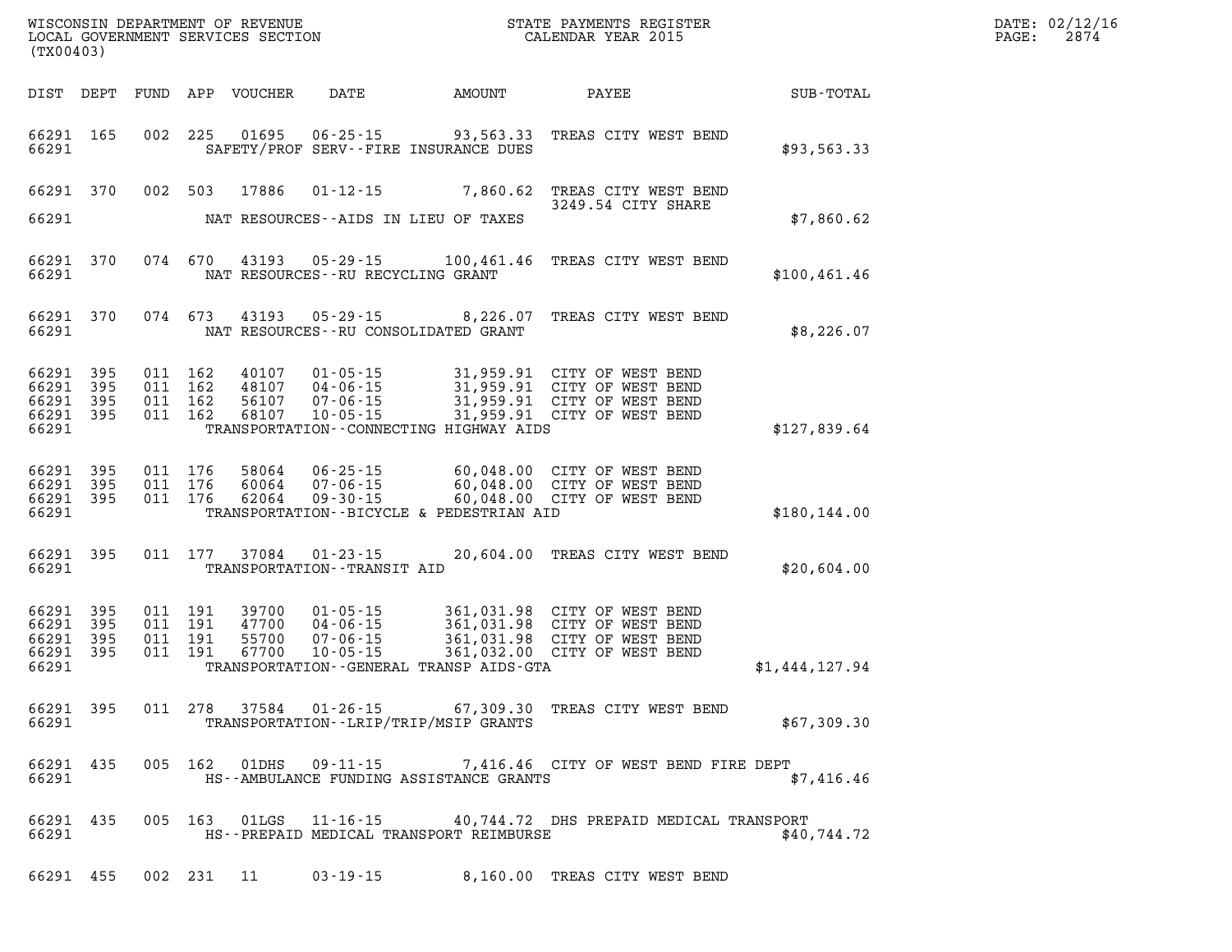WISCONSIN DEPARTMENT OF REVENUE
LOCAL GOVERNMENT SERVICES SECTION
(TX00403)

STATE PAYMENTS REGISTER
CALENDAR YEAR 2015

DATE: 02/12/16

| DIST | DEPT | FUND | APP | VOUCHER | DATE | AMOUNT | PAYEE | SUB-TOTAL |
|---|---|---|---|---|---|---|---|---|
| 66291 | 165 | 002 | 225 | 01695 | 06-25-15 | 93,563.33 | TREAS CITY WEST BEND | |
| 66291 | | | | | SAFETY/PROF SERV--FIRE INSURANCE DUES | | | $93,563.33 |
| 66291 | 370 | 002 | 503 | 17886 | 01-12-15 | 7,860.62 | TREAS CITY WEST BEND 3249.54 CITY SHARE | |
| 66291 | | | | | NAT RESOURCES--AIDS IN LIEU OF TAXES | | | $7,860.62 |
| 66291 | 370 | 074 | 670 | 43193 | 05-29-15 | 100,461.46 | TREAS CITY WEST BEND | |
| 66291 | | | | | NAT RESOURCES--RU RECYCLING GRANT | | | $100,461.46 |
| 66291 | 370 | 074 | 673 | 43193 | 05-29-15 | 8,226.07 | TREAS CITY WEST BEND | |
| 66291 | | | | | NAT RESOURCES--RU CONSOLIDATED GRANT | | | $8,226.07 |
| 66291 | 395 | 011 | 162 | 40107 | 01-05-15 | 31,959.91 | CITY OF WEST BEND | |
| 66291 | 395 | 011 | 162 | 48107 | 04-06-15 | 31,959.91 | CITY OF WEST BEND | |
| 66291 | 395 | 011 | 162 | 56107 | 07-06-15 | 31,959.91 | CITY OF WEST BEND | |
| 66291 | 395 | 011 | 162 | 68107 | 10-05-15 | 31,959.91 | CITY OF WEST BEND | |
| 66291 | | | | | TRANSPORTATION--CONNECTING HIGHWAY AIDS | | | $127,839.64 |
| 66291 | 395 | 011 | 176 | 58064 | 06-25-15 | 60,048.00 | CITY OF WEST BEND | |
| 66291 | 395 | 011 | 176 | 60064 | 07-06-15 | 60,048.00 | CITY OF WEST BEND | |
| 66291 | 395 | 011 | 176 | 62064 | 09-30-15 | 60,048.00 | CITY OF WEST BEND | |
| 66291 | | | | | TRANSPORTATION--BICYCLE & PEDESTRIAN AID | | | $180,144.00 |
| 66291 | 395 | 011 | 177 | 37084 | 01-23-15 | 20,604.00 | TREAS CITY WEST BEND | |
| 66291 | | | | | TRANSPORTATION--TRANSIT AID | | | $20,604.00 |
| 66291 | 395 | 011 | 191 | 39700 | 01-05-15 | 361,031.98 | CITY OF WEST BEND | |
| 66291 | 395 | 011 | 191 | 47700 | 04-06-15 | 361,031.98 | CITY OF WEST BEND | |
| 66291 | 395 | 011 | 191 | 55700 | 07-06-15 | 361,031.98 | CITY OF WEST BEND | |
| 66291 | 395 | 011 | 191 | 67700 | 10-05-15 | 361,032.00 | CITY OF WEST BEND | |
| 66291 | | | | | TRANSPORTATION--GENERAL TRANSP AIDS-GTA | | | $1,444,127.94 |
| 66291 | 395 | 011 | 278 | 37584 | 01-26-15 | 67,309.30 | TREAS CITY WEST BEND | |
| 66291 | | | | | TRANSPORTATION--LRIP/TRIP/MSIP GRANTS | | | $67,309.30 |
| 66291 | 435 | 005 | 162 | 01DHS | 09-11-15 | 7,416.46 | CITY OF WEST BEND FIRE DEPT | |
| 66291 | | | | | HS--AMBULANCE FUNDING ASSISTANCE GRANTS | | | $7,416.46 |
| 66291 | 435 | 005 | 163 | 01LGS | 11-16-15 | 40,744.72 | DHS PREPAID MEDICAL TRANSPORT | |
| 66291 | | | | | HS--PREPAID MEDICAL TRANSPORT REIMBURSE | | | $40,744.72 |
| 66291 | 455 | 002 | 231 | 11 | 03-19-15 | 8,160.00 | TREAS CITY WEST BEND | |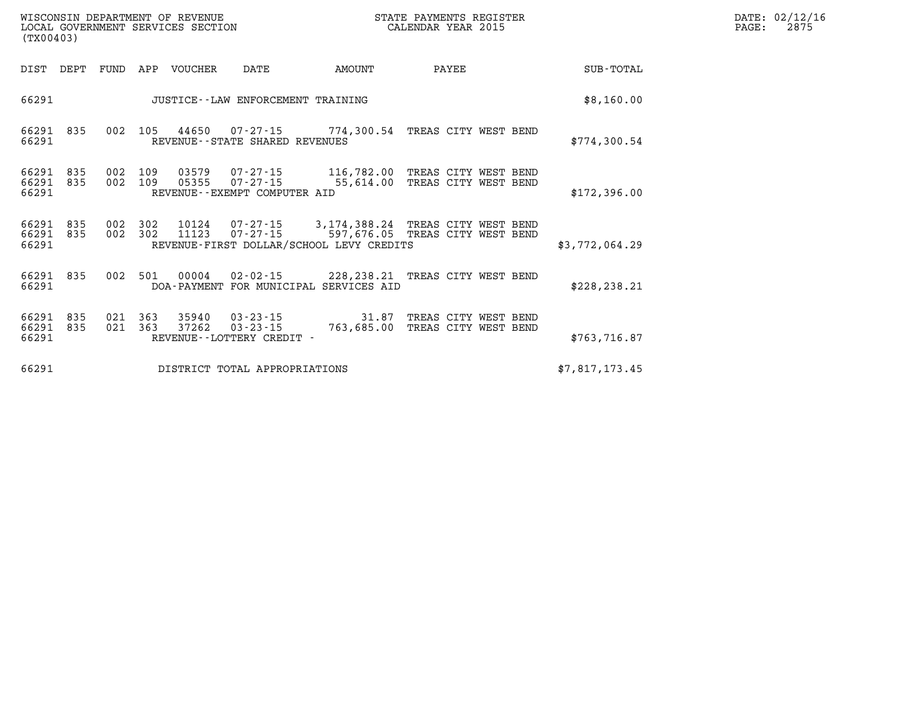| DIST | DEPT | FUND | APP | VOUCHER | DATE | AMOUNT | PAYEE | SUB-TOTAL |
|---|---|---|---|---|---|---|---|---|
| 66291 | | | | JUSTICE--LAW ENFORCEMENT TRAINING | | | | $8,160.00 |
| 66291 | 835 | 002 | 105 | 44650 | 07-27-15 | 774,300.54 | TREAS CITY WEST BEND | |
| 66291 | | | | REVENUE--STATE SHARED REVENUES | | | | $774,300.54 |
| 66291 | 835 | 002 | 109 | 03579 | 07-27-15 | 116,782.00 | TREAS CITY WEST BEND | |
| 66291 | 835 | 002 | 109 | 05355 | 07-27-15 | 55,614.00 | TREAS CITY WEST BEND | |
| 66291 | | | | REVENUE--EXEMPT COMPUTER AID | | | | $172,396.00 |
| 66291 | 835 | 002 | 302 | 10124 | 07-27-15 | 3,174,388.24 | TREAS CITY WEST BEND | |
| 66291 | 835 | 002 | 302 | 11123 | 07-27-15 | 597,676.05 | TREAS CITY WEST BEND | |
| 66291 | | | | REVENUE-FIRST DOLLAR/SCHOOL LEVY CREDITS | | | | $3,772,064.29 |
| 66291 | 835 | 002 | 501 | 00004 | 02-02-15 | 228,238.21 | TREAS CITY WEST BEND | |
| 66291 | | | | DOA-PAYMENT FOR MUNICIPAL SERVICES AID | | | | $228,238.21 |
| 66291 | 835 | 021 | 363 | 35940 | 03-23-15 | 31.87 | TREAS CITY WEST BEND | |
| 66291 | 835 | 021 | 363 | 37262 | 03-23-15 | 763,685.00 | TREAS CITY WEST BEND | |
| 66291 | | | | REVENUE--LOTTERY CREDIT - | | | | $763,716.87 |
| 66291 | | | | DISTRICT TOTAL APPROPRIATIONS | | | | $7,817,173.45 |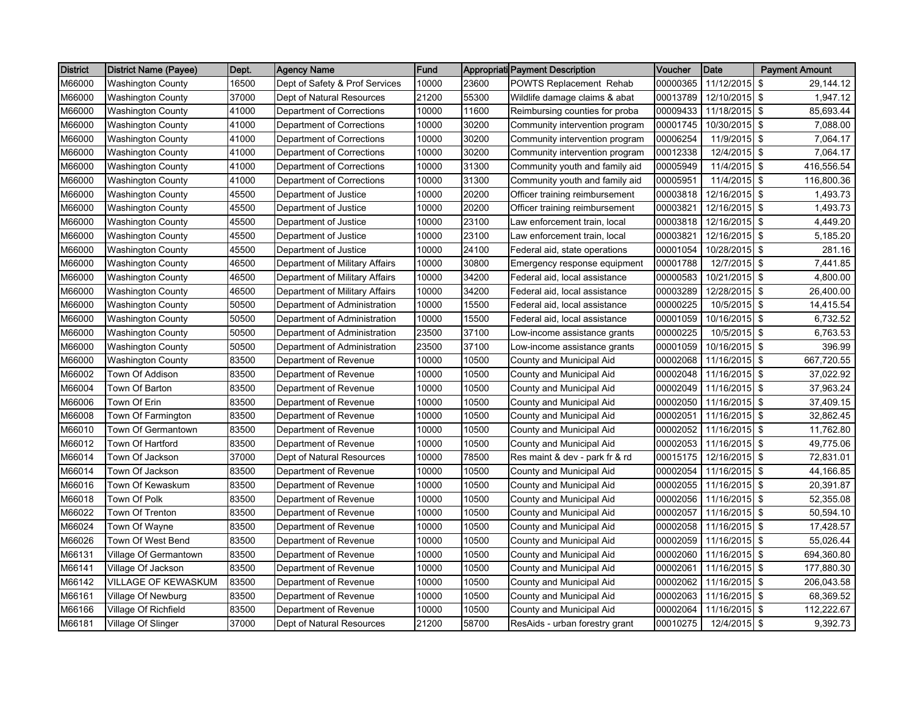| District | District Name (Payee) | Dept. | Agency Name | Fund | Appropriati | Payment Description | Voucher | Date | Payment Amount |
|---|---|---|---|---|---|---|---|---|---|
| M66000 | Washington County | 16500 | Dept of Safety & Prof Services | 10000 | 23600 | POWTS Replacement Rehab | 00000365 | 11/12/2015 | $ 29,144.12 |
| M66000 | Washington County | 37000 | Dept of Natural Resources | 21200 | 55300 | Wildlife damage claims & abat | 00013789 | 12/10/2015 | $ 1,947.12 |
| M66000 | Washington County | 41000 | Department of Corrections | 10000 | 11600 | Reimbursing counties for proba | 00009433 | 11/18/2015 | $ 85,693.44 |
| M66000 | Washington County | 41000 | Department of Corrections | 10000 | 30200 | Community intervention program | 00001745 | 10/30/2015 | $ 7,088.00 |
| M66000 | Washington County | 41000 | Department of Corrections | 10000 | 30200 | Community intervention program | 00006254 | 11/9/2015 | $ 7,064.17 |
| M66000 | Washington County | 41000 | Department of Corrections | 10000 | 30200 | Community intervention program | 00012338 | 12/4/2015 | $ 7,064.17 |
| M66000 | Washington County | 41000 | Department of Corrections | 10000 | 31300 | Community youth and family aid | 00005949 | 11/4/2015 | $ 416,556.54 |
| M66000 | Washington County | 41000 | Department of Corrections | 10000 | 31300 | Community youth and family aid | 00005951 | 11/4/2015 | $ 116,800.36 |
| M66000 | Washington County | 45500 | Department of Justice | 10000 | 20200 | Officer training reimbursement | 00003818 | 12/16/2015 | $ 1,493.73 |
| M66000 | Washington County | 45500 | Department of Justice | 10000 | 20200 | Officer training reimbursement | 00003821 | 12/16/2015 | $ 1,493.73 |
| M66000 | Washington County | 45500 | Department of Justice | 10000 | 23100 | Law enforcement train, local | 00003818 | 12/16/2015 | $ 4,449.20 |
| M66000 | Washington County | 45500 | Department of Justice | 10000 | 23100 | Law enforcement train, local | 00003821 | 12/16/2015 | $ 5,185.20 |
| M66000 | Washington County | 45500 | Department of Justice | 10000 | 24100 | Federal aid, state operations | 00001054 | 10/28/2015 | $ 281.16 |
| M66000 | Washington County | 46500 | Department of Military Affairs | 10000 | 30800 | Emergency response equipment | 00001788 | 12/7/2015 | $ 7,441.85 |
| M66000 | Washington County | 46500 | Department of Military Affairs | 10000 | 34200 | Federal aid, local assistance | 00000583 | 10/21/2015 | $ 4,800.00 |
| M66000 | Washington County | 46500 | Department of Military Affairs | 10000 | 34200 | Federal aid, local assistance | 00003289 | 12/28/2015 | $ 26,400.00 |
| M66000 | Washington County | 50500 | Department of Administration | 10000 | 15500 | Federal aid, local assistance | 00000225 | 10/5/2015 | $ 14,415.54 |
| M66000 | Washington County | 50500 | Department of Administration | 10000 | 15500 | Federal aid, local assistance | 00001059 | 10/16/2015 | $ 6,732.52 |
| M66000 | Washington County | 50500 | Department of Administration | 23500 | 37100 | Low-income assistance grants | 00000225 | 10/5/2015 | $ 6,763.53 |
| M66000 | Washington County | 50500 | Department of Administration | 23500 | 37100 | Low-income assistance grants | 00001059 | 10/16/2015 | $ 396.99 |
| M66000 | Washington County | 83500 | Department of Revenue | 10000 | 10500 | County and Municipal Aid | 00002068 | 11/16/2015 | $ 667,720.55 |
| M66002 | Town Of Addison | 83500 | Department of Revenue | 10000 | 10500 | County and Municipal Aid | 00002048 | 11/16/2015 | $ 37,022.92 |
| M66004 | Town Of Barton | 83500 | Department of Revenue | 10000 | 10500 | County and Municipal Aid | 00002049 | 11/16/2015 | $ 37,963.24 |
| M66006 | Town Of Erin | 83500 | Department of Revenue | 10000 | 10500 | County and Municipal Aid | 00002050 | 11/16/2015 | $ 37,409.15 |
| M66008 | Town Of Farmington | 83500 | Department of Revenue | 10000 | 10500 | County and Municipal Aid | 00002051 | 11/16/2015 | $ 32,862.45 |
| M66010 | Town Of Germantown | 83500 | Department of Revenue | 10000 | 10500 | County and Municipal Aid | 00002052 | 11/16/2015 | $ 11,762.80 |
| M66012 | Town Of Hartford | 83500 | Department of Revenue | 10000 | 10500 | County and Municipal Aid | 00002053 | 11/16/2015 | $ 49,775.06 |
| M66014 | Town Of Jackson | 37000 | Dept of Natural Resources | 10000 | 78500 | Res maint & dev - park fr & rd | 00015175 | 12/16/2015 | $ 72,831.01 |
| M66014 | Town Of Jackson | 83500 | Department of Revenue | 10000 | 10500 | County and Municipal Aid | 00002054 | 11/16/2015 | $ 44,166.85 |
| M66016 | Town Of Kewaskum | 83500 | Department of Revenue | 10000 | 10500 | County and Municipal Aid | 00002055 | 11/16/2015 | $ 20,391.87 |
| M66018 | Town Of Polk | 83500 | Department of Revenue | 10000 | 10500 | County and Municipal Aid | 00002056 | 11/16/2015 | $ 52,355.08 |
| M66022 | Town Of Trenton | 83500 | Department of Revenue | 10000 | 10500 | County and Municipal Aid | 00002057 | 11/16/2015 | $ 50,594.10 |
| M66024 | Town Of Wayne | 83500 | Department of Revenue | 10000 | 10500 | County and Municipal Aid | 00002058 | 11/16/2015 | $ 17,428.57 |
| M66026 | Town Of West Bend | 83500 | Department of Revenue | 10000 | 10500 | County and Municipal Aid | 00002059 | 11/16/2015 | $ 55,026.44 |
| M66131 | Village Of Germantown | 83500 | Department of Revenue | 10000 | 10500 | County and Municipal Aid | 00002060 | 11/16/2015 | $ 694,360.80 |
| M66141 | Village Of Jackson | 83500 | Department of Revenue | 10000 | 10500 | County and Municipal Aid | 00002061 | 11/16/2015 | $ 177,880.30 |
| M66142 | VILLAGE OF KEWASKUM | 83500 | Department of Revenue | 10000 | 10500 | County and Municipal Aid | 00002062 | 11/16/2015 | $ 206,043.58 |
| M66161 | Village Of Newburg | 83500 | Department of Revenue | 10000 | 10500 | County and Municipal Aid | 00002063 | 11/16/2015 | $ 68,369.52 |
| M66166 | Village Of Richfield | 83500 | Department of Revenue | 10000 | 10500 | County and Municipal Aid | 00002064 | 11/16/2015 | $ 112,222.67 |
| M66181 | Village Of Slinger | 37000 | Dept of Natural Resources | 21200 | 58700 | ResAids - urban forestry grant | 00010275 | 12/4/2015 | $ 9,392.73 |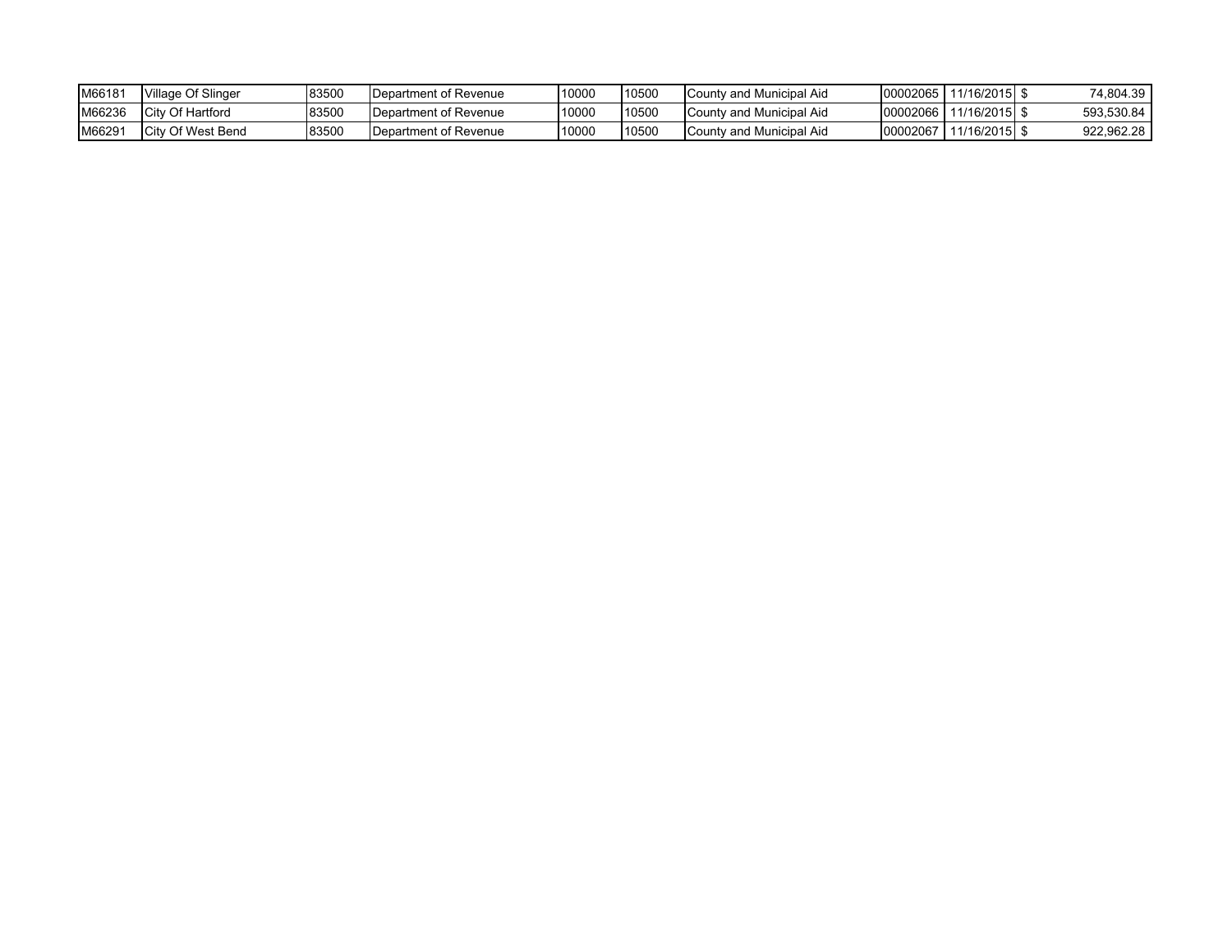| | | | | | | | | | | |
|---|---|---|---|---|---|---|---|---|---|---|
| M66181 | Village Of Slinger | 83500 | Department of Revenue | 10000 | 10500 | County and Municipal Aid | 00002065 | 11/16/2015 | $ | 74,804.39 |
| M66236 | City Of Hartford | 83500 | Department of Revenue | 10000 | 10500 | County and Municipal Aid | 00002066 | 11/16/2015 | $ | 593,530.84 |
| M66291 | City Of West Bend | 83500 | Department of Revenue | 10000 | 10500 | County and Municipal Aid | 00002067 | 11/16/2015 | $ | 922,962.28 |